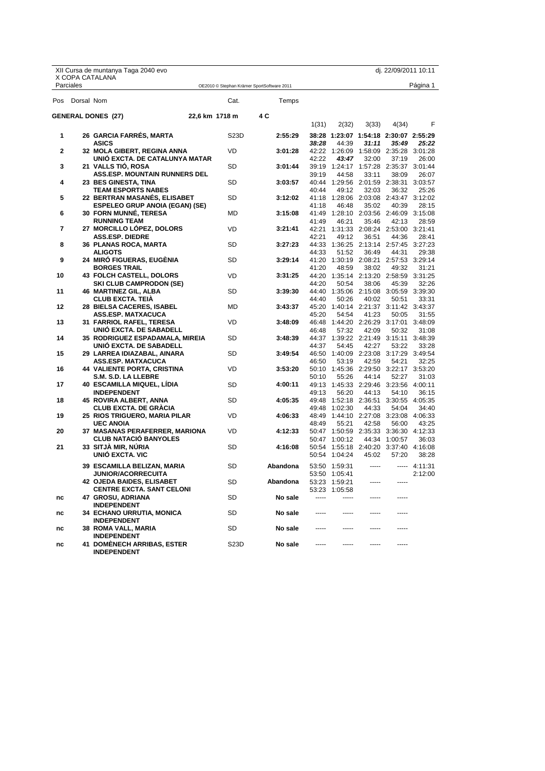XII Cursa de muntanya Taga 2040 evo
X COPA CATALANA
Parciales

dj. 22/09/2011 10:11

OE2010 © Stephan Krämer SportSoftware 2011

**GENERAL DONES (27)** 22,6 km 1718 m 4 C

| Pos | Dorsal | Nom | Cat. | Temps | 1(31) | 2(32) | 3(33) | 4(34) | F |
|---|---|---|---|---|---|---|---|---|---|
| **1** | **26** | **GARCIA FARRÉS, MARTA**<br>**ASICS** | S23D | **2:55:29** | **38:28**<br>***38:28*** | **1:23:07**<br>44:39 | **1:54:18**<br>***31:11*** | **2:30:07**<br>***35:49*** | **2:55:29**<br>***25:22*** |
| **2** | **32** | **MOLA GIBERT, REGINA ANNA**<br>**UNIÓ EXCTA. DE CATALUNYA MATAR** | VD | **3:01:28** | 42:22<br>42:22 | 1:26:09<br>***43:47*** | 1:58:09<br>32:00 | 2:35:28<br>37:19 | 3:01:28<br>26:00 |
| **3** | **21** | **VALLS TIÓ, ROSA**<br>**ASS.ESP. MOUNTAIN RUNNERS DEL** | SD | **3:01:44** | 39:19<br>39:19 | 1:24:17<br>44:58 | 1:57:28<br>33:11 | 2:35:37<br>38:09 | 3:01:44<br>26:07 |
| **4** | **23** | **BES GINESTA, TINA**<br>**TEAM ESPORTS NABES** | SD | **3:03:57** | 40:44<br>40:44 | 1:29:56<br>49:12 | 2:01:59<br>32:03 | 2:38:31<br>36:32 | 3:03:57<br>25:26 |
| **5** | **22** | **BERTRAN MASANÉS, ELISABET**<br>**ESPELEO GRUP ANOIA (EGAN) (SE)** | SD | **3:12:02** | 41:18<br>41:18 | 1:28:06<br>46:48 | 2:03:08<br>35:02 | 2:43:47<br>40:39 | 3:12:02<br>28:15 |
| **6** | **30** | **FORN MUNNÉ, TERESA**<br>**RUNNING TEAM** | MD | **3:15:08** | 41:49<br>41:49 | 1:28:10<br>46:21 | 2:03:56<br>35:46 | 2:46:09<br>42:13 | 3:15:08<br>28:59 |
| **7** | **27** | **MORCILLO LÓPEZ, DOLORS**<br>**ASS.ESP. DIEDRE** | VD | **3:21:41** | 42:21<br>42:21 | 1:31:33<br>49:12 | 2:08:24<br>36:51 | 2:53:00<br>44:36 | 3:21:41<br>28:41 |
| **8** | **36** | **PLANAS ROCA, MARTA**<br>**ALIGOTS** | SD | **3:27:23** | 44:33<br>44:33 | 1:36:25<br>51:52 | 2:13:14<br>36:49 | 2:57:45<br>44:31 | 3:27:23<br>29:38 |
| **9** | **24** | **MIRÓ FIGUERAS, EUGÈNIA**<br>**BORGES TRAIL** | SD | **3:29:14** | 41:20<br>41:20 | 1:30:19<br>48:59 | 2:08:21<br>38:02 | 2:57:53<br>49:32 | 3:29:14<br>31:21 |
| **10** | **43** | **FOLCH CASTELL, DOLORS**<br>**SKI CLUB CAMPRODON (SE)** | VD | **3:31:25** | 44:20<br>44:20 | 1:35:14<br>50:54 | 2:13:20<br>38:06 | 2:58:59<br>45:39 | 3:31:25<br>32:26 |
| **11** | **46** | **MARTINEZ GIL, ALBA**<br>**CLUB EXCTA. TEIÀ** | SD | **3:39:30** | 44:40<br>44:40 | 1:35:06<br>50:26 | 2:15:08<br>40:02 | 3:05:59<br>50:51 | 3:39:30<br>33:31 |
| **12** | **28** | **BIELSA CACERES, ISABEL**<br>**ASS.ESP. MATXACUCA** | MD | **3:43:37** | 45:20<br>45:20 | 1:40:14<br>54:54 | 2:21:37<br>41:23 | 3:11:42<br>50:05 | 3:43:37<br>31:55 |
| **13** | **31** | **FARRIOL RAFEL, TERESA**<br>**UNIÓ EXCTA. DE SABADELL** | VD | **3:48:09** | 46:48<br>46:48 | 1:44:20<br>57:32 | 2:26:29<br>42:09 | 3:17:01<br>50:32 | 3:48:09<br>31:08 |
| **14** | **35** | **RODRIGUEZ ESPADAMALA, MIREIA**<br>**UNIÓ EXCTA. DE SABADELL** | SD | **3:48:39** | 44:37<br>44:37 | 1:39:22<br>54:45 | 2:21:49<br>42:27 | 3:15:11<br>53:22 | 3:48:39<br>33:28 |
| **15** | **29** | **LARREA IDIAZABAL, AINARA**<br>**ASS.ESP. MATXACUCA** | SD | **3:49:54** | 46:50<br>46:50 | 1:40:09<br>53:19 | 2:23:08<br>42:59 | 3:17:29<br>54:21 | 3:49:54<br>32:25 |
| **16** | **44** | **VALIENTE PORTA, CRISTINA**<br>**S.M. S.D. LA LLEBRE** | VD | **3:53:20** | 50:10<br>50:10 | 1:45:36<br>55:26 | 2:29:50<br>44:14 | 3:22:17<br>52:27 | 3:53:20<br>31:03 |
| **17** | **40** | **ESCAMILLA MIQUEL, LÍDIA**<br>**INDEPENDENT** | SD | **4:00:11** | 49:13<br>49:13 | 1:45:33<br>56:20 | 2:29:46<br>44:13 | 3:23:56<br>54:10 | 4:00:11<br>36:15 |
| **18** | **45** | **ROVIRA ALBERT, ANNA**<br>**CLUB EXCTA. DE GRÀCIA** | SD | **4:05:35** | 49:48<br>49:48 | 1:52:18<br>1:02:30 | 2:36:51<br>44:33 | 3:30:55<br>54:04 | 4:05:35<br>34:40 |
| **19** | **25** | **RIOS TRIGUERO, MARIA PILAR**<br>**UEC ANOIA** | VD | **4:06:33** | 48:49<br>48:49 | 1:44:10<br>55:21 | 2:27:08<br>42:58 | 3:23:08<br>56:00 | 4:06:33<br>43:25 |
| **20** | **37** | **MASANAS PERAFERRER, MARIONA**<br>**CLUB NATACIÓ BANYOLES** | VD | **4:12:33** | 50:47<br>50:47 | 1:50:59<br>1:00:12 | 2:35:33<br>44:34 | 3:36:30<br>1:00:57 | 4:12:33<br>36:03 |
| **21** | **33** | **SITJÀ MIR, NÚRIA**<br>**UNIÓ EXCTA. VIC** | SD | **4:16:08** | 50:54<br>50:54 | 1:55:18<br>1:04:24 | 2:40:20<br>45:02 | 3:37:40<br>57:20 | 4:16:08<br>38:28 |
| | **39** | **ESCAMILLA BELIZAN, MARIA**<br>**JUNIOR/ACORRECUITA** | SD | **Abandona** | 53:50<br>53:50 | 1:59:31<br>1:05:41 | ----- | ----- | 4:11:31<br>2:12:00 |
| | **42** | **OJEDA BAIDES, ELISABET**<br>**CENTRE EXCTA. SANT CELONI** | SD | **Abandona** | 53:23<br>53:23 | 1:59:21<br>1:05:58 | ----- | ----- | |
| **nc** | **47** | **GROSU, ADRIANA**<br>**INDEPENDENT** | SD | **No sale** | ----- | ----- | ----- | ----- | |
| **nc** | **34** | **ECHANO URRUTIA, MONICA**<br>**INDEPENDENT** | SD | **No sale** | ----- | ----- | ----- | ----- | |
| **nc** | **38** | **ROMA VALL, MARIA**<br>**INDEPENDENT** | SD | **No sale** | ----- | ----- | ----- | ----- | |
| **nc** | **41** | **DOMÈNECH ARRIBAS, ESTER**<br>**INDEPENDENT** | S23D | **No sale** | ----- | ----- | ----- | ----- | |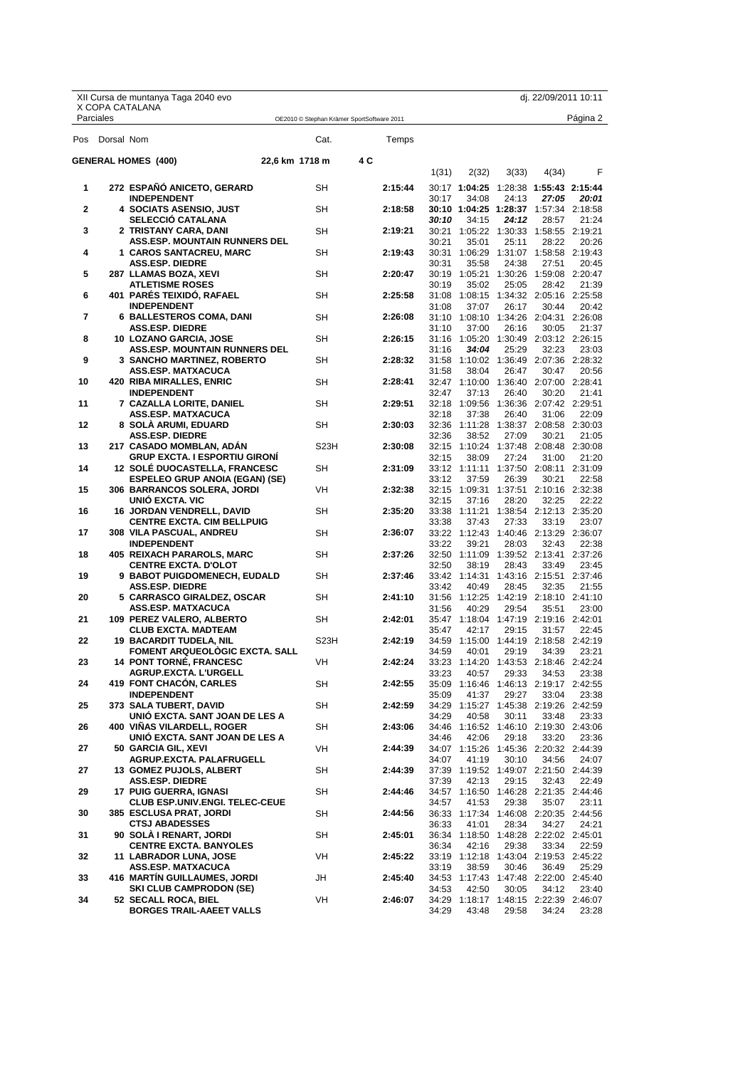XII Cursa de muntanya Taga 2040 evo
X COPA CATALANA
Parciales

dj. 22/09/2011 10:11

OE2010 © Stephan Krämer SportSoftware 2011

Página 2

**GENERAL HOMES (400)** 22,6 km 1718 m 4 C

| Pos | Dorsal | Nom | Cat. | Temps | 1(31) | 2(32) | 3(33) | 4(34) | F |
|---|---|---|---|---|---|---|---|---|---|
| 1 | 272 | **ESPAÑÓ ANICETO, GERARD**<br>**INDEPENDENT** | SH | **2:15:44** | 30:17<br>30:17 | **1:04:25**<br>34:08 | 1:28:38<br>24:13 | **1:55:43**<br>***27:05*** | **2:15:44**<br>***20:01*** |
| 2 | 4 | **SOCIATS ASENSIO, JUST**<br>**SELECCIÓ CATALANA** | SH | **2:18:58** | **30:10**<br>***30:10*** | **1:04:25**<br>34:15 | **1:28:37**<br>***24:12*** | 1:57:34<br>28:57 | 2:18:58<br>21:24 |
| 3 | 2 | **TRISTANY CARA, DANI**<br>**ASS.ESP. MOUNTAIN RUNNERS DEL** | SH | **2:19:21** | 30:21<br>30:21 | 1:05:22<br>35:01 | 1:30:33<br>25:11 | 1:58:55<br>28:22 | 2:19:21<br>20:26 |
| 4 | 1 | **CAROS SANTACREU, MARC**<br>**ASS.ESP. DIEDRE** | SH | **2:19:43** | 30:31<br>30:31 | 1:06:29<br>35:58 | 1:31:07<br>24:38 | 1:58:58<br>27:51 | 2:19:43<br>20:45 |
| 5 | 287 | **LLAMAS BOZA, XEVI**<br>**ATLETISME ROSES** | SH | **2:20:47** | 30:19<br>30:19 | 1:05:21<br>35:02 | 1:30:26<br>25:05 | 1:59:08<br>28:42 | 2:20:47<br>21:39 |
| 6 | 401 | **PARÉS TEIXIDÓ, RAFAEL**<br>**INDEPENDENT** | SH | **2:25:58** | 31:08<br>31:08 | 1:08:15<br>37:07 | 1:34:32<br>26:17 | 2:05:16<br>30:44 | 2:25:58<br>20:42 |
| 7 | 6 | **BALLESTEROS COMA, DANI**<br>**ASS.ESP. DIEDRE** | SH | **2:26:08** | 31:10<br>31:10 | 1:08:10<br>37:00 | 1:34:26<br>26:16 | 2:04:31<br>30:05 | 2:26:08<br>21:37 |
| 8 | 10 | **LOZANO GARCIA, JOSE**<br>**ASS.ESP. MOUNTAIN RUNNERS DEL** | SH | **2:26:15** | 31:16<br>31:16 | 1:05:20<br>***34:04*** | 1:30:49<br>25:29 | 2:03:12<br>32:23 | 2:26:15<br>23:03 |
| 9 | 3 | **SANCHO MARTINEZ, ROBERTO**<br>**ASS.ESP. MATXACUCA** | SH | **2:28:32** | 31:58<br>31:58 | 1:10:02<br>38:04 | 1:36:49<br>26:47 | 2:07:36<br>30:47 | 2:28:32<br>20:56 |
| 10 | 420 | **RIBA MIRALLES, ENRIC**<br>**INDEPENDENT** | SH | **2:28:41** | 32:47<br>32:47 | 1:10:00<br>37:13 | 1:36:40<br>26:40 | 2:07:00<br>30:20 | 2:28:41<br>21:41 |
| 11 | 7 | **CAZALLA LORITE, DANIEL**<br>**ASS.ESP. MATXACUCA** | SH | **2:29:51** | 32:18<br>32:18 | 1:09:56<br>37:38 | 1:36:36<br>26:40 | 2:07:42<br>31:06 | 2:29:51<br>22:09 |
| 12 | 8 | **SOLÀ ARUMI, EDUARD**<br>**ASS.ESP. DIEDRE** | SH | **2:30:03** | 32:36<br>32:36 | 1:11:28<br>38:52 | 1:38:37<br>27:09 | 2:08:58<br>30:21 | 2:30:03<br>21:05 |
| 13 | 217 | **CASADO MOMBLAN, ADÁN**<br>**GRUP EXCTA. I ESPORTIU GIRONÍ** | S23H | **2:30:08** | 32:15<br>32:15 | 1:10:24<br>38:09 | 1:37:48<br>27:24 | 2:08:48<br>31:00 | 2:30:08<br>21:20 |
| 14 | 12 | **SOLÉ DUOCASTELLA, FRANCESC**<br>**ESPELEO GRUP ANOIA (EGAN) (SE)** | SH | **2:31:09** | 33:12<br>33:12 | 1:11:11<br>37:59 | 1:37:50<br>26:39 | 2:08:11<br>30:21 | 2:31:09<br>22:58 |
| 15 | 306 | **BARRANCOS SOLERA, JORDI**<br>**UNIÓ EXCTA. VIC** | VH | **2:32:38** | 32:15<br>32:15 | 1:09:31<br>37:16 | 1:37:51<br>28:20 | 2:10:16<br>32:25 | 2:32:38<br>22:22 |
| 16 | 16 | **JORDAN VENDRELL, DAVID**<br>**CENTRE EXCTA. CIM BELLPUIG** | SH | **2:35:20** | 33:38<br>33:38 | 1:11:21<br>37:43 | 1:38:54<br>27:33 | 2:12:13<br>33:19 | 2:35:20<br>23:07 |
| 17 | 308 | **VILA PASCUAL, ANDREU**<br>**INDEPENDENT** | SH | **2:36:07** | 33:22<br>33:22 | 1:12:43<br>39:21 | 1:40:46<br>28:03 | 2:13:29<br>32:43 | 2:36:07<br>22:38 |
| 18 | 405 | **REIXACH PARAROLS, MARC**<br>**CENTRE EXCTA. D'OLOT** | SH | **2:37:26** | 32:50<br>32:50 | 1:11:09<br>38:19 | 1:39:52<br>28:43 | 2:13:41<br>33:49 | 2:37:26<br>23:45 |
| 19 | 9 | **BABOT PUIGDOMENECH, EUDALD**<br>**ASS.ESP. DIEDRE** | SH | **2:37:46** | 33:42<br>33:42 | 1:14:31<br>40:49 | 1:43:16<br>28:45 | 2:15:51<br>32:35 | 2:37:46<br>21:55 |
| 20 | 5 | **CARRASCO GIRALDEZ, OSCAR**<br>**ASS.ESP. MATXACUCA** | SH | **2:41:10** | 31:56<br>31:56 | 1:12:25<br>40:29 | 1:42:19<br>29:54 | 2:18:10<br>35:51 | 2:41:10<br>23:00 |
| 21 | 109 | **PEREZ VALERO, ALBERTO**<br>**CLUB EXCTA. MADTEAM** | SH | **2:42:01** | 35:47<br>35:47 | 1:18:04<br>42:17 | 1:47:19<br>29:15 | 2:19:16<br>31:57 | 2:42:01<br>22:45 |
| 22 | 19 | **BACARDIT TUDELA, NIL**<br>**FOMENT ARQUEOLÒGIC EXCTA. SALL** | S23H | **2:42:19** | 34:59<br>34:59 | 1:15:00<br>40:01 | 1:44:19<br>29:19 | 2:18:58<br>34:39 | 2:42:19<br>23:21 |
| 23 | 14 | **PONT TORNÉ, FRANCESC**<br>**AGRUP.EXCTA. L'URGELL** | VH | **2:42:24** | 33:23<br>33:23 | 1:14:20<br>40:57 | 1:43:53<br>29:33 | 2:18:46<br>34:53 | 2:42:24<br>23:38 |
| 24 | 419 | **FONT CHACÓN, CARLES**<br>**INDEPENDENT** | SH | **2:42:55** | 35:09<br>35:09 | 1:16:46<br>41:37 | 1:46:13<br>29:27 | 2:19:17<br>33:04 | 2:42:55<br>23:38 |
| 25 | 373 | **SALA TUBERT, DAVID**<br>**UNIÓ EXCTA. SANT JOAN DE LES A** | SH | **2:42:59** | 34:29<br>34:29 | 1:15:27<br>40:58 | 1:45:38<br>30:11 | 2:19:26<br>33:48 | 2:42:59<br>23:33 |
| 26 | 400 | **VIÑAS VILARDELL, ROGER**<br>**UNIÓ EXCTA. SANT JOAN DE LES A** | SH | **2:43:06** | 34:46<br>34:46 | 1:16:52<br>42:06 | 1:46:10<br>29:18 | 2:19:30<br>33:20 | 2:43:06<br>23:36 |
| 27 | 50 | **GARCIA GIL, XEVI**<br>**AGRUP.EXCTA. PALAFRUGELL** | VH | **2:44:39** | 34:07<br>34:07 | 1:15:26<br>41:19 | 1:45:36<br>30:10 | 2:20:32<br>34:56 | 2:44:39<br>24:07 |
| 27 | 13 | **GOMEZ PUJOLS, ALBERT**<br>**ASS.ESP. DIEDRE** | SH | **2:44:39** | 37:39<br>37:39 | 1:19:52<br>42:13 | 1:49:07<br>29:15 | 2:21:50<br>32:43 | 2:44:39<br>22:49 |
| 29 | 17 | **PUIG GUERRA, IGNASI**<br>**CLUB ESP.UNIV.ENGI. TELEC-CEUE** | SH | **2:44:46** | 34:57<br>34:57 | 1:16:50<br>41:53 | 1:46:28<br>29:38 | 2:21:35<br>35:07 | 2:44:46<br>23:11 |
| 30 | 385 | **ESCLUSA PRAT, JORDI**<br>**CTSJ ABADESSES** | SH | **2:44:56** | 36:33<br>36:33 | 1:17:34<br>41:01 | 1:46:08<br>28:34 | 2:20:35<br>34:27 | 2:44:56<br>24:21 |
| 31 | 90 | **SOLÀ I RENART, JORDI**<br>**CENTRE EXCTA. BANYOLES** | SH | **2:45:01** | 36:34<br>36:34 | 1:18:50<br>42:16 | 1:48:28<br>29:38 | 2:22:02<br>33:34 | 2:45:01<br>22:59 |
| 32 | 11 | **LABRADOR LUNA, JOSE**<br>**ASS.ESP. MATXACUCA** | VH | **2:45:22** | 33:19<br>33:19 | 1:12:18<br>38:59 | 1:43:04<br>30:46 | 2:19:53<br>36:49 | 2:45:22<br>25:29 |
| 33 | 416 | **MARTÍN GUILLAUMES, JORDI**<br>**SKI CLUB CAMPRODON (SE)** | JH | **2:45:40** | 34:53<br>34:53 | 1:17:43<br>42:50 | 1:47:48<br>30:05 | 2:22:00<br>34:12 | 2:45:40<br>23:40 |
| 34 | 52 | **SECALL ROCA, BIEL**<br>**BORGES TRAIL-AAEET VALLS** | VH | **2:46:07** | 34:29<br>34:29 | 1:18:17<br>43:48 | 1:48:15<br>29:58 | 2:22:39<br>34:24 | 2:46:07<br>23:28 |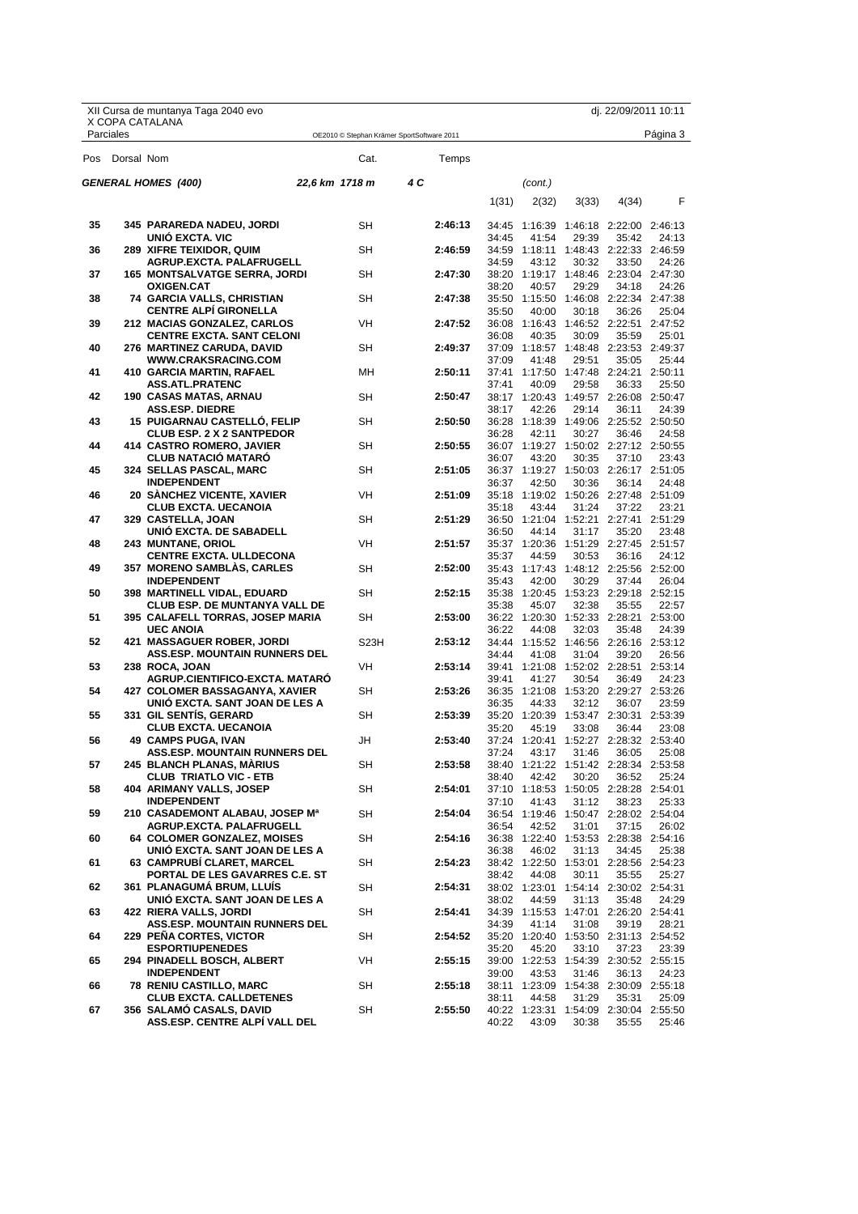XII Cursa de muntanya Taga 2040 evo
X COPA CATALANA
Parciales

dj. 22/09/2011 10:11

OE2010 © Stephan Krämer SportSoftware 2011

**GENERAL HOMES (400)** — 22,6 km 1718 m — 4 C — (cont.)

| Pos | Dorsal | Nom | Cat. | Temps | 1(31) | 2(32) | 3(33) | 4(34) | F |
|---|---|---|---|---|---|---|---|---|---|
| 35 | 345 | PARAREDA NADEU, JORDI<br>UNIÓ EXCTA. VIC | SH | 2:46:13 | 34:45<br>34:45 | 1:16:39<br>41:54 | 1:46:18<br>29:39 | 2:22:00<br>35:42 | 2:46:13<br>24:13 |
| 36 | 289 | XIFRE TEIXIDOR, QUIM<br>AGRUP.EXCTA. PALAFRUGELL | SH | 2:46:59 | 34:59<br>34:59 | 1:18:11<br>43:12 | 1:48:43<br>30:32 | 2:22:33<br>33:50 | 2:46:59<br>24:26 |
| 37 | 165 | MONTSALVATGE SERRA, JORDI<br>OXIGEN.CAT | SH | 2:47:30 | 38:20<br>38:20 | 1:19:17<br>40:57 | 1:48:46<br>29:29 | 2:23:04<br>34:18 | 2:47:30<br>24:26 |
| 38 | 74 | GARCIA VALLS, CHRISTIAN<br>CENTRE ALPÍ GIRONELLA | SH | 2:47:38 | 35:50<br>35:50 | 1:15:50<br>40:00 | 1:46:08<br>30:18 | 2:22:34<br>36:26 | 2:47:38<br>25:04 |
| 39 | 212 | MACIAS GONZALEZ, CARLOS<br>CENTRE EXCTA. SANT CELONI | VH | 2:47:52 | 36:08<br>36:08 | 1:16:43<br>40:35 | 1:46:52<br>30:09 | 2:22:51<br>35:59 | 2:47:52<br>25:01 |
| 40 | 276 | MARTINEZ CARUDA, DAVID<br>WWW.CRAKSRACING.COM | SH | 2:49:37 | 37:09<br>37:09 | 1:18:57<br>41:48 | 1:48:48<br>29:51 | 2:23:53<br>35:05 | 2:49:37<br>25:44 |
| 41 | 410 | GARCIA MARTIN, RAFAEL<br>ASS.ATL.PRATENC | MH | 2:50:11 | 37:41<br>37:41 | 1:17:50<br>40:09 | 1:47:48<br>29:58 | 2:24:21<br>36:33 | 2:50:11<br>25:50 |
| 42 | 190 | CASAS MATAS, ARNAU<br>ASS.ESP. DIEDRE | SH | 2:50:47 | 38:17<br>38:17 | 1:20:43<br>42:26 | 1:49:57<br>29:14 | 2:26:08<br>36:11 | 2:50:47<br>24:39 |
| 43 | 15 | PUIGARNAU CASTELLÓ, FELIP<br>CLUB ESP. 2 X 2 SANTPEDOR | SH | 2:50:50 | 36:28<br>36:28 | 1:18:39<br>42:11 | 1:49:06<br>30:27 | 2:25:52<br>36:46 | 2:50:50<br>24:58 |
| 44 | 414 | CASTRO ROMERO, JAVIER<br>CLUB NATACIÓ MATARÓ | SH | 2:50:55 | 36:07<br>36:07 | 1:19:27<br>43:20 | 1:50:02<br>30:35 | 2:27:12<br>37:10 | 2:50:55<br>23:43 |
| 45 | 324 | SELLAS PASCAL, MARC<br>INDEPENDENT | SH | 2:51:05 | 36:37<br>36:37 | 1:19:27<br>42:50 | 1:50:03<br>30:36 | 2:26:17<br>36:14 | 2:51:05<br>24:48 |
| 46 | 20 | SÀNCHEZ VICENTE, XAVIER<br>CLUB EXCTA. UECANOIA | VH | 2:51:09 | 35:18<br>35:18 | 1:19:02<br>43:44 | 1:50:26<br>31:24 | 2:27:48<br>37:22 | 2:51:09<br>23:21 |
| 47 | 329 | CASTELLA, JOAN<br>UNIÓ EXCTA. DE SABADELL | SH | 2:51:29 | 36:50<br>36:50 | 1:21:04<br>44:14 | 1:52:21<br>31:17 | 2:27:41<br>35:20 | 2:51:29<br>23:48 |
| 48 | 243 | MUNTANE, ORIOL<br>CENTRE EXCTA. ULLDECONA | VH | 2:51:57 | 35:37<br>35:37 | 1:20:36<br>44:59 | 1:51:29<br>30:53 | 2:27:45<br>36:16 | 2:51:57<br>24:12 |
| 49 | 357 | MORENO SAMBLÀS, CARLES<br>INDEPENDENT | SH | 2:52:00 | 35:43<br>35:43 | 1:17:43<br>42:00 | 1:48:12<br>30:29 | 2:25:56<br>37:44 | 2:52:00<br>26:04 |
| 50 | 398 | MARTINELL VIDAL, EDUARD<br>CLUB ESP. DE MUNTANYA VALL DE | SH | 2:52:15 | 35:38<br>35:38 | 1:20:45<br>45:07 | 1:53:23<br>32:38 | 2:29:18<br>35:55 | 2:52:15<br>22:57 |
| 51 | 395 | CALAFELL TORRAS, JOSEP MARIA<br>UEC ANOIA | SH | 2:53:00 | 36:22<br>36:22 | 1:20:30<br>44:08 | 1:52:33<br>32:03 | 2:28:21<br>35:48 | 2:53:00<br>24:39 |
| 52 | 421 | MASSAGUER ROBER, JORDI<br>ASS.ESP. MOUNTAIN RUNNERS DEL | S23H | 2:53:12 | 34:44<br>34:44 | 1:15:52<br>41:08 | 1:46:56<br>31:04 | 2:26:16<br>39:20 | 2:53:12<br>26:56 |
| 53 | 238 | ROCA, JOAN<br>AGRUP.CIENTIFICO-EXCTA. MATARÓ | VH | 2:53:14 | 39:41<br>39:41 | 1:21:08<br>41:27 | 1:52:02<br>30:54 | 2:28:51<br>36:49 | 2:53:14<br>24:23 |
| 54 | 427 | COLOMER BASSAGANYA, XAVIER<br>UNIÓ EXCTA. SANT JOAN DE LES A | SH | 2:53:26 | 36:35<br>36:35 | 1:21:08<br>44:33 | 1:53:20<br>32:12 | 2:29:27<br>36:07 | 2:53:26<br>23:59 |
| 55 | 331 | GIL SENTÍS, GERARD<br>CLUB EXCTA. UECANOIA | SH | 2:53:39 | 35:20<br>35:20 | 1:20:39<br>45:19 | 1:53:47<br>33:08 | 2:30:31<br>36:44 | 2:53:39<br>23:08 |
| 56 | 49 | CAMPS PUGA, IVAN<br>ASS.ESP. MOUNTAIN RUNNERS DEL | JH | 2:53:40 | 37:24<br>37:24 | 1:20:41<br>43:17 | 1:52:27<br>31:46 | 2:28:32<br>36:05 | 2:53:40<br>25:08 |
| 57 | 245 | BLANCH PLANAS, MÀRIUS<br>CLUB TRIATLO VIC - ETB | SH | 2:53:58 | 38:40<br>38:40 | 1:21:22<br>42:42 | 1:51:42<br>30:20 | 2:28:34<br>36:52 | 2:53:58<br>25:24 |
| 58 | 404 | ARIMANY VALLS, JOSEP<br>INDEPENDENT | SH | 2:54:01 | 37:10<br>37:10 | 1:18:53<br>41:43 | 1:50:05<br>31:12 | 2:28:28<br>38:23 | 2:54:01<br>25:33 |
| 59 | 210 | CASADEMONT ALABAU, JOSEP Mª<br>AGRUP.EXCTA. PALAFRUGELL | SH | 2:54:04 | 36:54<br>36:54 | 1:19:46<br>42:52 | 1:50:47<br>31:01 | 2:28:02<br>37:15 | 2:54:04<br>26:02 |
| 60 | 64 | COLOMER GONZALEZ, MOISES<br>UNIÓ EXCTA. SANT JOAN DE LES A | SH | 2:54:16 | 36:38<br>36:38 | 1:22:40<br>46:02 | 1:53:53<br>31:13 | 2:28:38<br>34:45 | 2:54:16<br>25:38 |
| 61 | 63 | CAMPRUBÍ CLARET, MARCEL<br>PORTAL DE LES GAVARRES C.E. ST | SH | 2:54:23 | 38:42<br>38:42 | 1:22:50<br>44:08 | 1:53:01<br>30:11 | 2:28:56<br>35:55 | 2:54:23<br>25:27 |
| 62 | 361 | PLANAGUMÀ BRUM, LLUÍS<br>UNIÓ EXCTA. SANT JOAN DE LES A | SH | 2:54:31 | 38:02<br>38:02 | 1:23:01<br>44:59 | 1:54:14<br>31:13 | 2:30:02<br>35:48 | 2:54:31<br>24:29 |
| 63 | 422 | RIERA VALLS, JORDI<br>ASS.ESP. MOUNTAIN RUNNERS DEL | SH | 2:54:41 | 34:39<br>34:39 | 1:15:53<br>41:14 | 1:47:01<br>31:08 | 2:26:20<br>39:19 | 2:54:41<br>28:21 |
| 64 | 229 | PEÑA CORTES, VICTOR<br>ESPORTIUPENEDES | SH | 2:54:52 | 35:20<br>35:20 | 1:20:40<br>45:20 | 1:53:50<br>33:10 | 2:31:13<br>37:23 | 2:54:52<br>23:39 |
| 65 | 294 | PINADELL BOSCH, ALBERT<br>INDEPENDENT | VH | 2:55:15 | 39:00<br>39:00 | 1:22:53<br>43:53 | 1:54:39<br>31:46 | 2:30:52<br>36:13 | 2:55:15<br>24:23 |
| 66 | 78 | RENIU CASTILLO, MARC<br>CLUB EXCTA. CALLDETENES | SH | 2:55:18 | 38:11<br>38:11 | 1:23:09<br>44:58 | 1:54:38<br>31:29 | 2:30:09<br>35:31 | 2:55:18<br>25:09 |
| 67 | 356 | SALAMÓ CASALS, DAVID<br>ASS.ESP. CENTRE ALPÍ VALL DEL | SH | 2:55:50 | 40:22<br>40:22 | 1:23:31<br>43:09 | 1:54:09<br>30:38 | 2:30:04<br>35:55 | 2:55:50<br>25:46 |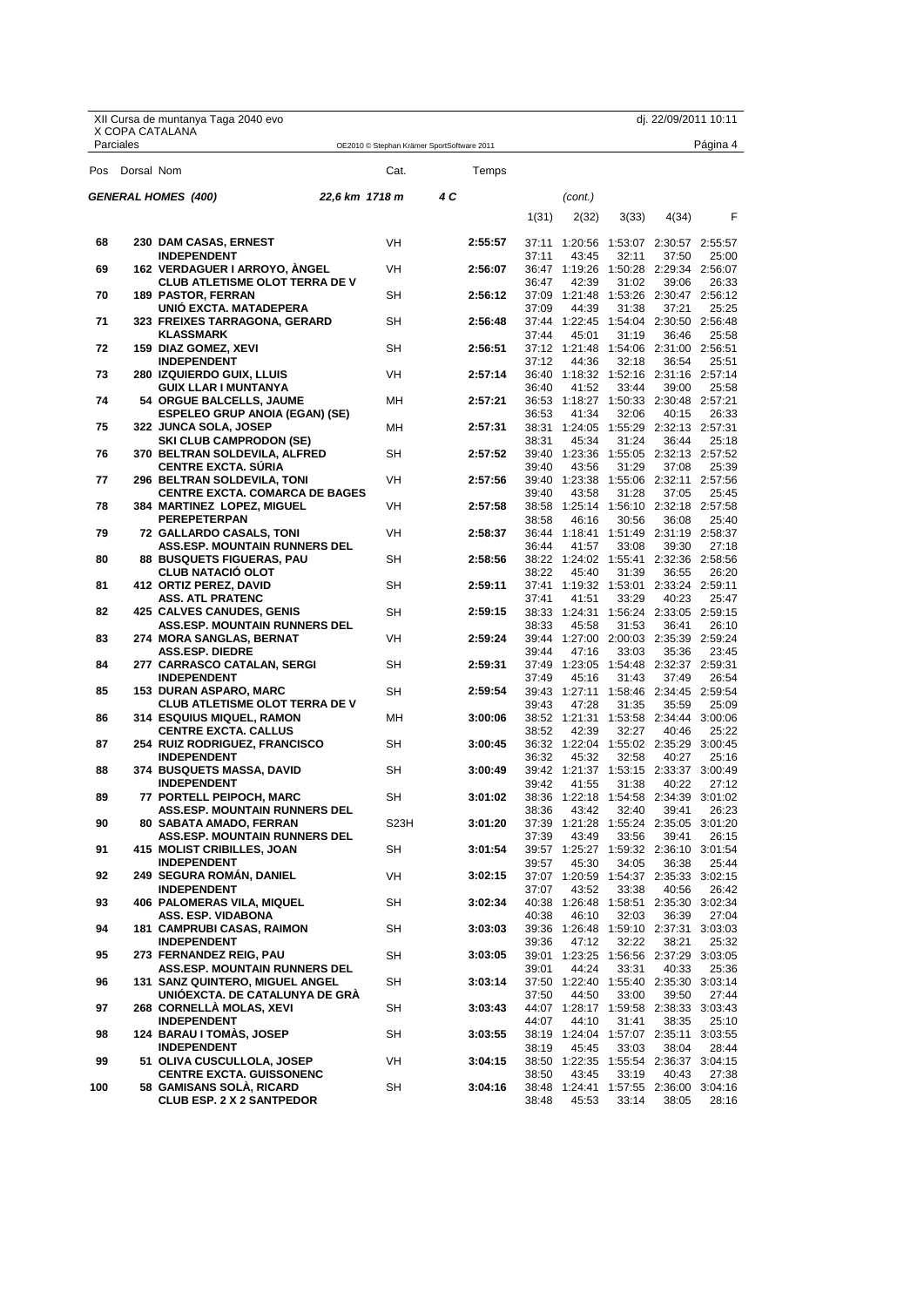XII Cursa de muntanya Taga 2040 evo
X COPA CATALANA
Parciales

dj. 22/09/2011 10:11

OE2010 © Stephan Krämer SportSoftware 2011

**GENERAL HOMES (400)** 22,6 km 1718 m 4 C (cont.)

| Pos | Dorsal | Nom | Cat. | Temps | 1(31) | 2(32) | 3(33) | 4(34) | F |
|---|---|---|---|---|---|---|---|---|---|
| 68 | 230 | **DAM CASAS, ERNEST** | VH | **2:55:57** | 37:11 | 1:20:56 | 1:53:07 | 2:30:57 | 2:55:57 |
| | | **INDEPENDENT** | | | 37:11 | 43:45 | 32:11 | 37:50 | 25:00 |
| 69 | 162 | **VERDAGUER I ARROYO, ÀNGEL** | VH | **2:56:07** | 36:47 | 1:19:26 | 1:50:28 | 2:29:34 | 2:56:07 |
| | | **CLUB ATLETISME OLOT TERRA DE V** | | | 36:47 | 42:39 | 31:02 | 39:06 | 26:33 |
| 70 | 189 | **PASTOR, FERRAN** | SH | **2:56:12** | 37:09 | 1:21:48 | 1:53:26 | 2:30:47 | 2:56:12 |
| | | **UNIÓ EXCTA. MATADEPERA** | | | 37:09 | 44:39 | 31:38 | 37:21 | 25:25 |
| 71 | 323 | **FREIXES TARRAGONA, GERARD** | SH | **2:56:48** | 37:44 | 1:22:45 | 1:54:04 | 2:30:50 | 2:56:48 |
| | | **KLASSMARK** | | | 37:44 | 45:01 | 31:19 | 36:46 | 25:58 |
| 72 | 159 | **DIAZ GOMEZ, XEVI** | SH | **2:56:51** | 37:12 | 1:21:48 | 1:54:06 | 2:31:00 | 2:56:51 |
| | | **INDEPENDENT** | | | 37:12 | 44:36 | 32:18 | 36:54 | 25:51 |
| 73 | 280 | **IZQUIERDO GUIX, LLUIS** | VH | **2:57:14** | 36:40 | 1:18:32 | 1:52:16 | 2:31:16 | 2:57:14 |
| | | **GUIX LLAR I MUNTANYA** | | | 36:40 | 41:52 | 33:44 | 39:00 | 25:58 |
| 74 | 54 | **ORGUE BALCELLS, JAUME** | MH | **2:57:21** | 36:53 | 1:18:27 | 1:50:33 | 2:30:48 | 2:57:21 |
| | | **ESPELEO GRUP ANOIA (EGAN) (SE)** | | | 36:53 | 41:34 | 32:06 | 40:15 | 26:33 |
| 75 | 322 | **JUNCA SOLA, JOSEP** | MH | **2:57:31** | 38:31 | 1:24:05 | 1:55:29 | 2:32:13 | 2:57:31 |
| | | **SKI CLUB CAMPRODON (SE)** | | | 38:31 | 45:34 | 31:24 | 36:44 | 25:18 |
| 76 | 370 | **BELTRAN SOLDEVILA, ALFRED** | SH | **2:57:52** | 39:40 | 1:23:36 | 1:55:05 | 2:32:13 | 2:57:52 |
| | | **CENTRE EXCTA. SÚRIA** | | | 39:40 | 43:56 | 31:29 | 37:08 | 25:39 |
| 77 | 296 | **BELTRAN SOLDEVILA, TONI** | VH | **2:57:56** | 39:40 | 1:23:38 | 1:55:06 | 2:32:11 | 2:57:56 |
| | | **CENTRE EXCTA. COMARCA DE BAGES** | | | 39:40 | 43:58 | 31:28 | 37:05 | 25:45 |
| 78 | 384 | **MARTINEZ LOPEZ, MIGUEL** | VH | **2:57:58** | 38:58 | 1:25:14 | 1:56:10 | 2:32:18 | 2:57:58 |
| | | **PEREPETERPAN** | | | 38:58 | 46:16 | 30:56 | 36:08 | 25:40 |
| 79 | 72 | **GALLARDO CASALS, TONI** | VH | **2:58:37** | 36:44 | 1:18:41 | 1:51:49 | 2:31:19 | 2:58:37 |
| | | **ASS.ESP. MOUNTAIN RUNNERS DEL** | | | 36:44 | 41:57 | 33:08 | 39:30 | 27:18 |
| 80 | 88 | **BUSQUETS FIGUERAS, PAU** | SH | **2:58:56** | 38:22 | 1:24:02 | 1:55:41 | 2:32:36 | 2:58:56 |
| | | **CLUB NATACIÓ OLOT** | | | 38:22 | 45:40 | 31:39 | 36:55 | 26:20 |
| 81 | 412 | **ORTIZ PEREZ, DAVID** | SH | **2:59:11** | 37:41 | 1:19:32 | 1:53:01 | 2:33:24 | 2:59:11 |
| | | **ASS. ATL PRATENC** | | | 37:41 | 41:51 | 33:29 | 40:23 | 25:47 |
| 82 | 425 | **CALVES CANUDES, GENIS** | SH | **2:59:15** | 38:33 | 1:24:31 | 1:56:24 | 2:33:05 | 2:59:15 |
| | | **ASS.ESP. MOUNTAIN RUNNERS DEL** | | | 38:33 | 45:58 | 31:53 | 36:41 | 26:10 |
| 83 | 274 | **MORA SANGLAS, BERNAT** | VH | **2:59:24** | 39:44 | 1:27:00 | 2:00:03 | 2:35:39 | 2:59:24 |
| | | **ASS.ESP. DIEDRE** | | | 39:44 | 47:16 | 33:03 | 35:36 | 23:45 |
| 84 | 277 | **CARRASCO CATALAN, SERGI** | SH | **2:59:31** | 37:49 | 1:23:05 | 1:54:48 | 2:32:37 | 2:59:31 |
| | | **INDEPENDENT** | | | 37:49 | 45:16 | 31:43 | 37:49 | 26:54 |
| 85 | 153 | **DURAN ASPARO, MARC** | SH | **2:59:54** | 39:43 | 1:27:11 | 1:58:46 | 2:34:45 | 2:59:54 |
| | | **CLUB ATLETISME OLOT TERRA DE V** | | | 39:43 | 47:28 | 31:35 | 35:59 | 25:09 |
| 86 | 314 | **ESQUIUS MIQUEL, RAMON** | MH | **3:00:06** | 38:52 | 1:21:31 | 1:53:58 | 2:34:44 | 3:00:06 |
| | | **CENTRE EXCTA. CALLUS** | | | 38:52 | 42:39 | 32:27 | 40:46 | 25:22 |
| 87 | 254 | **RUIZ RODRIGUEZ, FRANCISCO** | SH | **3:00:45** | 36:32 | 1:22:04 | 1:55:02 | 2:35:29 | 3:00:45 |
| | | **INDEPENDENT** | | | 36:32 | 45:32 | 32:58 | 40:27 | 25:16 |
| 88 | 374 | **BUSQUETS MASSA, DAVID** | SH | **3:00:49** | 39:42 | 1:21:37 | 1:53:15 | 2:33:37 | 3:00:49 |
| | | **INDEPENDENT** | | | 39:42 | 41:55 | 31:38 | 40:22 | 27:12 |
| 89 | 77 | **PORTELL PEIPOCH, MARC** | SH | **3:01:02** | 38:36 | 1:22:18 | 1:54:58 | 2:34:39 | 3:01:02 |
| | | **ASS.ESP. MOUNTAIN RUNNERS DEL** | | | 38:36 | 43:42 | 32:40 | 39:41 | 26:23 |
| 90 | 80 | **SABATA AMADO, FERRAN** | S23H | **3:01:20** | 37:39 | 1:21:28 | 1:55:24 | 2:35:05 | 3:01:20 |
| | | **ASS.ESP. MOUNTAIN RUNNERS DEL** | | | 37:39 | 43:49 | 33:56 | 39:41 | 26:15 |
| 91 | 415 | **MOLIST CRIBILLES, JOAN** | SH | **3:01:54** | 39:57 | 1:25:27 | 1:59:32 | 2:36:10 | 3:01:54 |
| | | **INDEPENDENT** | | | 39:57 | 45:30 | 34:05 | 36:38 | 25:44 |
| 92 | 249 | **SEGURA ROMÁN, DANIEL** | VH | **3:02:15** | 37:07 | 1:20:59 | 1:54:37 | 2:35:33 | 3:02:15 |
| | | **INDEPENDENT** | | | 37:07 | 43:52 | 33:38 | 40:56 | 26:42 |
| 93 | 406 | **PALOMERAS VILA, MIQUEL** | SH | **3:02:34** | 40:38 | 1:26:48 | 1:58:51 | 2:35:30 | 3:02:34 |
| | | **ASS. ESP. VIDABONA** | | | 40:38 | 46:10 | 32:03 | 36:39 | 27:04 |
| 94 | 181 | **CAMPRUBI CASAS, RAIMON** | SH | **3:03:03** | 39:36 | 1:26:48 | 1:59:10 | 2:37:31 | 3:03:03 |
| | | **INDEPENDENT** | | | 39:36 | 47:12 | 32:22 | 38:21 | 25:32 |
| 95 | 273 | **FERNANDEZ REIG, PAU** | SH | **3:03:05** | 39:01 | 1:23:25 | 1:56:56 | 2:37:29 | 3:03:05 |
| | | **ASS.ESP. MOUNTAIN RUNNERS DEL** | | | 39:01 | 44:24 | 33:31 | 40:33 | 25:36 |
| 96 | 131 | **SANZ QUINTERO, MIGUEL ANGEL** | SH | **3:03:14** | 37:50 | 1:22:40 | 1:55:40 | 2:35:30 | 3:03:14 |
| | | **UNIÓEXCTA. DE CATALUNYA DE GRÀ** | | | 37:50 | 44:50 | 33:00 | 39:50 | 27:44 |
| 97 | 268 | **CORNELLÀ MOLAS, XEVI** | SH | **3:03:43** | 44:07 | 1:28:17 | 1:59:58 | 2:38:33 | 3:03:43 |
| | | **INDEPENDENT** | | | 44:07 | 44:10 | 31:41 | 38:35 | 25:10 |
| 98 | 124 | **BARAU I TOMÀS, JOSEP** | SH | **3:03:55** | 38:19 | 1:24:04 | 1:57:07 | 2:35:11 | 3:03:55 |
| | | **INDEPENDENT** | | | 38:19 | 45:45 | 33:03 | 38:04 | 28:44 |
| 99 | 51 | **OLIVA CUSCULLOLA, JOSEP** | VH | **3:04:15** | 38:50 | 1:22:35 | 1:55:54 | 2:36:37 | 3:04:15 |
| | | **CENTRE EXCTA. GUISSONENC** | | | 38:50 | 43:45 | 33:19 | 40:43 | 27:38 |
| 100 | 58 | **GAMISANS SOLÀ, RICARD** | SH | **3:04:16** | 38:48 | 1:24:41 | 1:57:55 | 2:36:00 | 3:04:16 |
| | | **CLUB ESP. 2 X 2 SANTPEDOR** | | | 38:48 | 45:53 | 33:14 | 38:05 | 28:16 |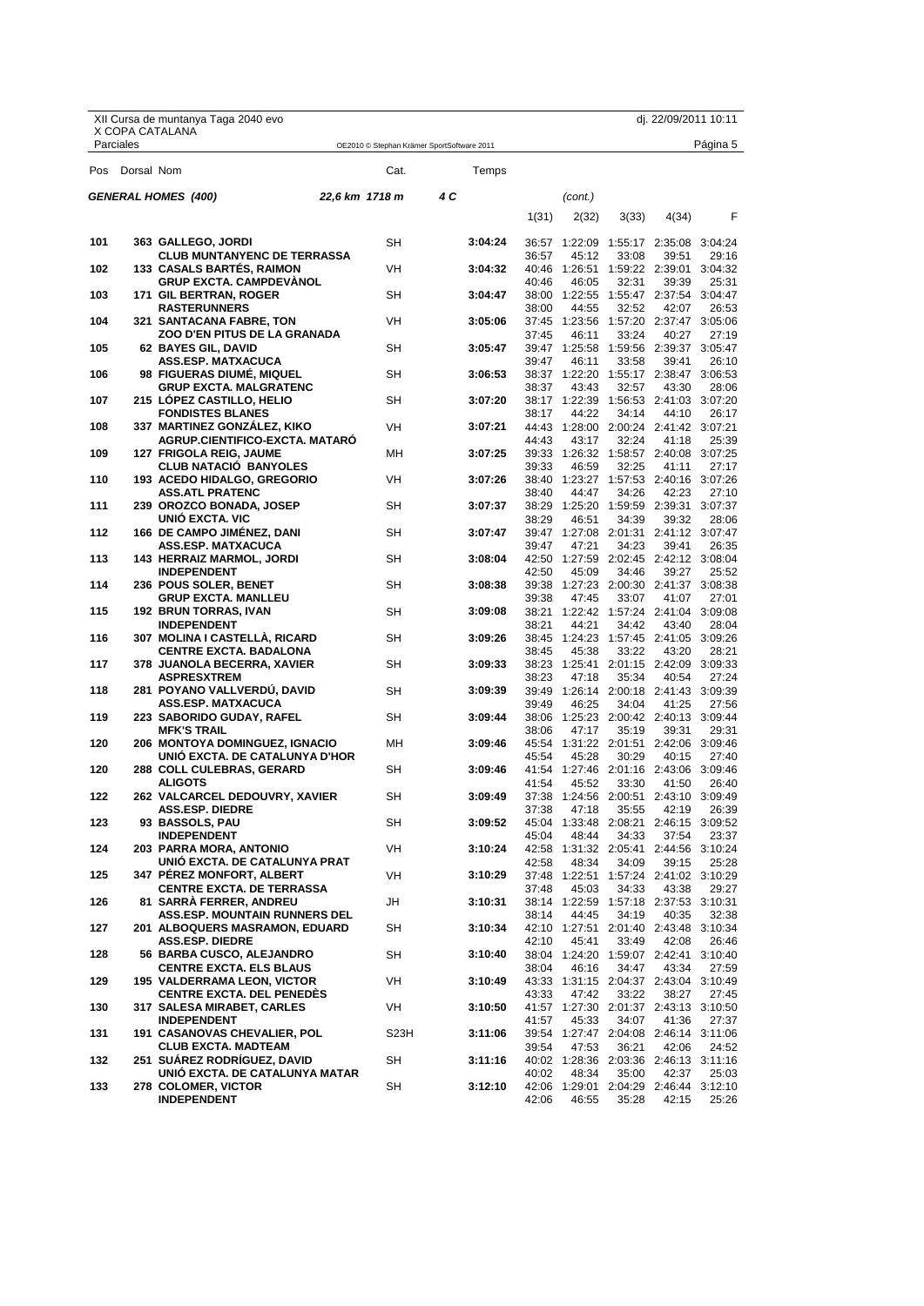XII Cursa de muntanya Taga 2040 evo
X COPA CATALANA
Parciales

dj. 22/09/2011 10:11

OE2010 © Stephan Krämer SportSoftware 2011

### GENERAL HOMES (400) — 22,6 km 1718 m — 4 C (cont.)

| Pos | Dorsal | Nom | Cat. | Temps | 1(31) | 2(32) | 3(33) | 4(34) | F |
|---|---|---|---|---|---|---|---|---|---|
| 101 | 363 | **GALLEGO, JORDI** | SH | **3:04:24** | 36:57 | 1:22:09 | 1:55:17 | 2:35:08 | 3:04:24 |
| | | **CLUB MUNTANYENC DE TERRASSA** | | | 36:57 | 45:12 | 33:08 | 39:51 | 29:16 |
| 102 | 133 | **CASALS BARTÉS, RAIMON** | VH | **3:04:32** | 40:46 | 1:26:51 | 1:59:22 | 2:39:01 | 3:04:32 |
| | | **GRUP EXCTA. CAMPDEVÀNOL** | | | 40:46 | 46:05 | 32:31 | 39:39 | 25:31 |
| 103 | 171 | **GIL BERTRAN, ROGER** | SH | **3:04:47** | 38:00 | 1:22:55 | 1:55:47 | 2:37:54 | 3:04:47 |
| | | **RASTERUNNERS** | | | 38:00 | 44:55 | 32:52 | 42:07 | 26:53 |
| 104 | 321 | **SANTACANA FABRE, TON** | VH | **3:05:06** | 37:45 | 1:23:56 | 1:57:20 | 2:37:47 | 3:05:06 |
| | | **ZOO D'EN PITUS DE LA GRANADA** | | | 37:45 | 46:11 | 33:24 | 40:27 | 27:19 |
| 105 | 62 | **BAYES GIL, DAVID** | SH | **3:05:47** | 39:47 | 1:25:58 | 1:59:56 | 2:39:37 | 3:05:47 |
| | | **ASS.ESP. MATXACUCA** | | | 39:47 | 46:11 | 33:58 | 39:41 | 26:10 |
| 106 | 98 | **FIGUERAS DIUMÉ, MIQUEL** | SH | **3:06:53** | 38:37 | 1:22:20 | 1:55:17 | 2:38:47 | 3:06:53 |
| | | **GRUP EXCTA. MALGRATENC** | | | 38:37 | 43:43 | 32:57 | 43:30 | 28:06 |
| 107 | 215 | **LÓPEZ CASTILLO, HELIO** | SH | **3:07:20** | 38:17 | 1:22:39 | 1:56:53 | 2:41:03 | 3:07:20 |
| | | **FONDISTES BLANES** | | | 38:17 | 44:22 | 34:14 | 44:10 | 26:17 |
| 108 | 337 | **MARTINEZ GONZÁLEZ, KIKO** | VH | **3:07:21** | 44:43 | 1:28:00 | 2:00:24 | 2:41:42 | 3:07:21 |
| | | **AGRUP.CIENTIFICO-EXCTA. MATARÓ** | | | 44:43 | 43:17 | 32:24 | 41:18 | 25:39 |
| 109 | 127 | **FRIGOLA REIG, JAUME** | MH | **3:07:25** | 39:33 | 1:26:32 | 1:58:57 | 2:40:08 | 3:07:25 |
| | | **CLUB NATACIÓ BANYOLES** | | | 39:33 | 46:59 | 32:25 | 41:11 | 27:17 |
| 110 | 193 | **ACEDO HIDALGO, GREGORIO** | VH | **3:07:26** | 38:40 | 1:23:27 | 1:57:53 | 2:40:16 | 3:07:26 |
| | | **ASS.ATL PRATENC** | | | 38:40 | 44:47 | 34:26 | 42:23 | 27:10 |
| 111 | 239 | **OROZCO BONADA, JOSEP** | SH | **3:07:37** | 38:29 | 1:25:20 | 1:59:59 | 2:39:31 | 3:07:37 |
| | | **UNIÓ EXCTA. VIC** | | | 38:29 | 46:51 | 34:39 | 39:32 | 28:06 |
| 112 | 166 | **DE CAMPO JIMÉNEZ, DANI** | SH | **3:07:47** | 39:47 | 1:27:08 | 2:01:31 | 2:41:12 | 3:07:47 |
| | | **ASS.ESP. MATXACUCA** | | | 39:47 | 47:21 | 34:23 | 39:41 | 26:35 |
| 113 | 143 | **HERRAIZ MARMOL, JORDI** | SH | **3:08:04** | 42:50 | 1:27:59 | 2:02:45 | 2:42:12 | 3:08:04 |
| | | **INDEPENDENT** | | | 42:50 | 45:09 | 34:46 | 39:27 | 25:52 |
| 114 | 236 | **POUS SOLER, BENET** | SH | **3:08:38** | 39:38 | 1:27:23 | 2:00:30 | 2:41:37 | 3:08:38 |
| | | **GRUP EXCTA. MANLLEU** | | | 39:38 | 47:45 | 33:07 | 41:07 | 27:01 |
| 115 | 192 | **BRUN TORRAS, IVAN** | SH | **3:09:08** | 38:21 | 1:22:42 | 1:57:24 | 2:41:04 | 3:09:08 |
| | | **INDEPENDENT** | | | 38:21 | 44:21 | 34:42 | 43:40 | 28:04 |
| 116 | 307 | **MOLINA I CASTELLÀ, RICARD** | SH | **3:09:26** | 38:45 | 1:24:23 | 1:57:45 | 2:41:05 | 3:09:26 |
| | | **CENTRE EXCTA. BADALONA** | | | 38:45 | 45:38 | 33:22 | 43:20 | 28:21 |
| 117 | 378 | **JUANOLA BECERRA, XAVIER** | SH | **3:09:33** | 38:23 | 1:25:41 | 2:01:15 | 2:42:09 | 3:09:33 |
| | | **ASPRESXTREM** | | | 38:23 | 47:18 | 35:34 | 40:54 | 27:24 |
| 118 | 281 | **POYANO VALLVERDÚ, DAVID** | SH | **3:09:39** | 39:49 | 1:26:14 | 2:00:18 | 2:41:43 | 3:09:39 |
| | | **ASS.ESP. MATXACUCA** | | | 39:49 | 46:25 | 34:04 | 41:25 | 27:56 |
| 119 | 223 | **SABORIDO GUDAY, RAFEL** | SH | **3:09:44** | 38:06 | 1:25:23 | 2:00:42 | 2:40:13 | 3:09:44 |
| | | **MFK'S TRAIL** | | | 38:06 | 47:17 | 35:19 | 39:31 | 29:31 |
| 120 | 206 | **MONTOYA DOMINGUEZ, IGNACIO** | MH | **3:09:46** | 45:54 | 1:31:22 | 2:01:51 | 2:42:06 | 3:09:46 |
| | | **UNIÓ EXCTA. DE CATALUNYA D'HOR** | | | 45:54 | 45:28 | 30:29 | 40:15 | 27:40 |
| 120 | 288 | **COLL CULEBRAS, GERARD** | SH | **3:09:46** | 41:54 | 1:27:46 | 2:01:16 | 2:43:06 | 3:09:46 |
| | | **ALIGOTS** | | | 41:54 | 45:52 | 33:30 | 41:50 | 26:40 |
| 122 | 262 | **VALCARCEL DEDOUVRY, XAVIER** | SH | **3:09:49** | 37:38 | 1:24:56 | 2:00:51 | 2:43:10 | 3:09:49 |
| | | **ASS.ESP. DIEDRE** | | | 37:38 | 47:18 | 35:55 | 42:19 | 26:39 |
| 123 | 93 | **BASSOLS, PAU** | SH | **3:09:52** | 45:04 | 1:33:48 | 2:08:21 | 2:46:15 | 3:09:52 |
| | | **INDEPENDENT** | | | 45:04 | 48:44 | 34:33 | 37:54 | 23:37 |
| 124 | 203 | **PARRA MORA, ANTONIO** | VH | **3:10:24** | 42:58 | 1:31:32 | 2:05:41 | 2:44:56 | 3:10:24 |
| | | **UNIÓ EXCTA. DE CATALUNYA PRAT** | | | 42:58 | 48:34 | 34:09 | 39:15 | 25:28 |
| 125 | 347 | **PÉREZ MONFORT, ALBERT** | VH | **3:10:29** | 37:48 | 1:22:51 | 1:57:24 | 2:41:02 | 3:10:29 |
| | | **CENTRE EXCTA. DE TERRASSA** | | | 37:48 | 45:03 | 34:33 | 43:38 | 29:27 |
| 126 | 81 | **SARRÀ FERRER, ANDREU** | JH | **3:10:31** | 38:14 | 1:22:59 | 1:57:18 | 2:37:53 | 3:10:31 |
| | | **ASS.ESP. MOUNTAIN RUNNERS DEL** | | | 38:14 | 44:45 | 34:19 | 40:35 | 32:38 |
| 127 | 201 | **ALBOQUERS MASRAMON, EDUARD** | SH | **3:10:34** | 42:10 | 1:27:51 | 2:01:40 | 2:43:48 | 3:10:34 |
| | | **ASS.ESP. DIEDRE** | | | 42:10 | 45:41 | 33:49 | 42:08 | 26:46 |
| 128 | 56 | **BARBA CUSCO, ALEJANDRO** | SH | **3:10:40** | 38:04 | 1:24:20 | 1:59:07 | 2:42:41 | 3:10:40 |
| | | **CENTRE EXCTA. ELS BLAUS** | | | 38:04 | 46:16 | 34:47 | 43:34 | 27:59 |
| 129 | 195 | **VALDERRAMA LEON, VICTOR** | VH | **3:10:49** | 43:33 | 1:31:15 | 2:04:37 | 2:43:04 | 3:10:49 |
| | | **CENTRE EXCTA. DEL PENEDÈS** | | | 43:33 | 47:42 | 33:22 | 38:27 | 27:45 |
| 130 | 317 | **SALESA MIRABET, CARLES** | VH | **3:10:50** | 41:57 | 1:27:30 | 2:01:37 | 2:43:13 | 3:10:50 |
| | | **INDEPENDENT** | | | 41:57 | 45:33 | 34:07 | 41:36 | 27:37 |
| 131 | 191 | **CASANOVAS CHEVALIER, POL** | S23H | **3:11:06** | 39:54 | 1:27:47 | 2:04:08 | 2:46:14 | 3:11:06 |
| | | **CLUB EXCTA. MADTEAM** | | | 39:54 | 47:53 | 36:21 | 42:06 | 24:52 |
| 132 | 251 | **SUÁREZ RODRÍGUEZ, DAVID** | SH | **3:11:16** | 40:02 | 1:28:36 | 2:03:36 | 2:46:13 | 3:11:16 |
| | | **UNIÓ EXCTA. DE CATALUNYA MATAR** | | | 40:02 | 48:34 | 35:00 | 42:37 | 25:03 |
| 133 | 278 | **COLOMER, VICTOR** | SH | **3:12:10** | 42:06 | 1:29:01 | 2:04:29 | 2:46:44 | 3:12:10 |
| | | **INDEPENDENT** | | | 42:06 | 46:55 | 35:28 | 42:15 | 25:26 |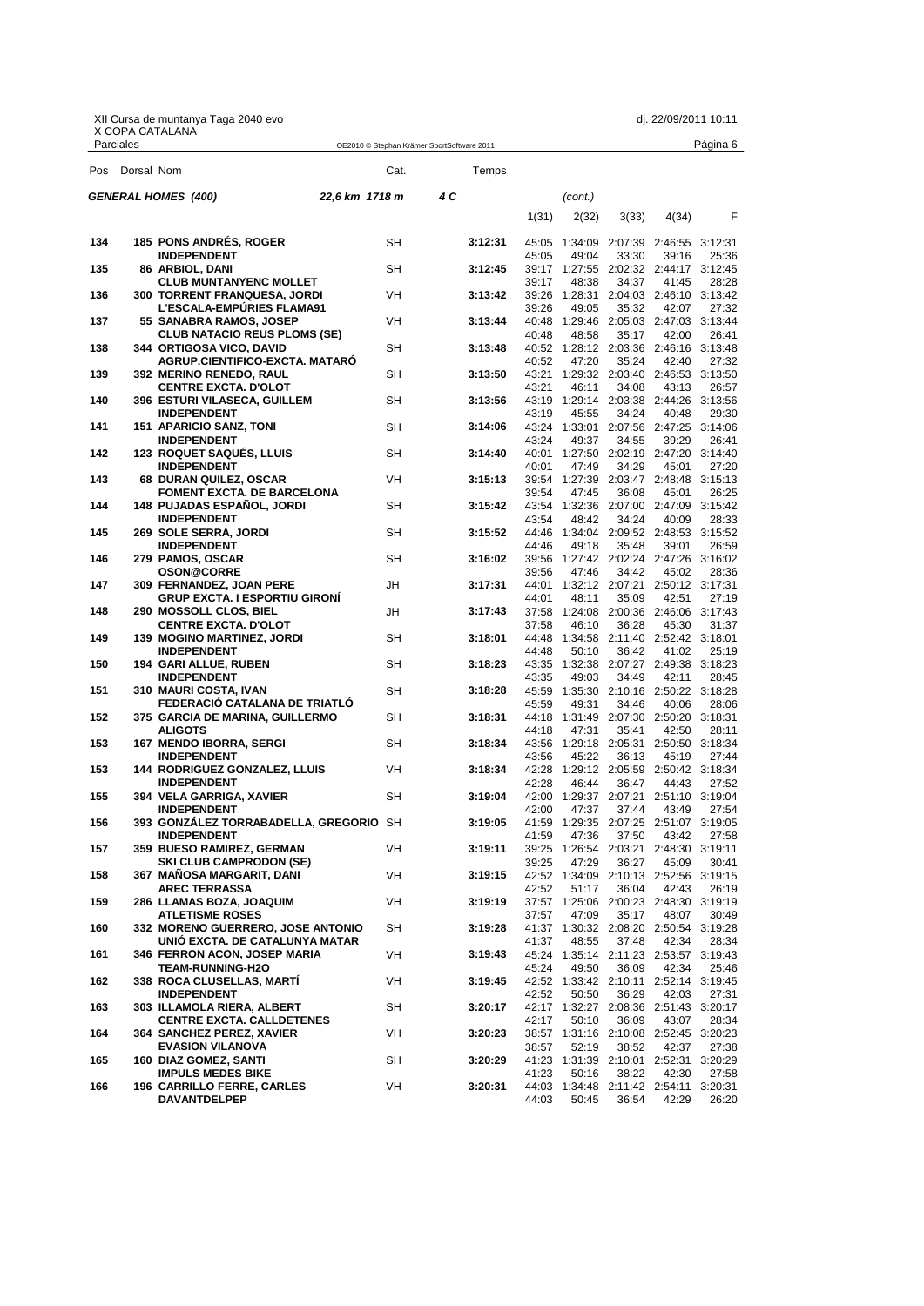XII Cursa de muntanya Taga 2040 evo
X COPA CATALANA

dj. 22/09/2011 10:11

Parciales

OE2010 © Stephan Krämer SportSoftware 2011

### GENERAL HOMES (400) — 22,6 km 1718 m — 4 C (cont.)

| Pos | Dorsal | Nom | Cat. | Temps | 1(31) | 2(32) | 3(33) | 4(34) | F |
|---|---|---|---|---|---|---|---|---|---|
| 134 | 185 | **PONS ANDRÉS, ROGER** | SH | **3:12:31** | 45:05 | 1:34:09 | 2:07:39 | 2:46:55 | 3:12:31 |
| | | **INDEPENDENT** | | | 45:05 | 49:04 | 33:30 | 39:16 | 25:36 |
| 135 | 86 | **ARBIOL, DANI** | SH | **3:12:45** | 39:17 | 1:27:55 | 2:02:32 | 2:44:17 | 3:12:45 |
| | | **CLUB MUNTANYENC MOLLET** | | | 39:17 | 48:38 | 34:37 | 41:45 | 28:28 |
| 136 | 300 | **TORRENT FRANQUESA, JORDI** | VH | **3:13:42** | 39:26 | 1:28:31 | 2:04:03 | 2:46:10 | 3:13:42 |
| | | **L'ESCALA-EMPÚRIES FLAMA91** | | | 39:26 | 49:05 | 35:32 | 42:07 | 27:32 |
| 137 | 55 | **SANABRA RAMOS, JOSEP** | VH | **3:13:44** | 40:48 | 1:29:46 | 2:05:03 | 2:47:03 | 3:13:44 |
| | | **CLUB NATACIO REUS PLOMS (SE)** | | | 40:48 | 48:58 | 35:17 | 42:00 | 26:41 |
| 138 | 344 | **ORTIGOSA VICO, DAVID** | SH | **3:13:48** | 40:52 | 1:28:12 | 2:03:36 | 2:46:16 | 3:13:48 |
| | | **AGRUP.CIENTIFICO-EXCTA. MATARÓ** | | | 40:52 | 47:20 | 35:24 | 42:40 | 27:32 |
| 139 | 392 | **MERINO RENEDO, RAUL** | SH | **3:13:50** | 43:21 | 1:29:32 | 2:03:40 | 2:46:53 | 3:13:50 |
| | | **CENTRE EXCTA. D'OLOT** | | | 43:21 | 46:11 | 34:08 | 43:13 | 26:57 |
| 140 | 396 | **ESTURI VILASECA, GUILLEM** | SH | **3:13:56** | 43:19 | 1:29:14 | 2:03:38 | 2:44:26 | 3:13:56 |
| | | **INDEPENDENT** | | | 43:19 | 45:55 | 34:24 | 40:48 | 29:30 |
| 141 | 151 | **APARICIO SANZ, TONI** | SH | **3:14:06** | 43:24 | 1:33:01 | 2:07:56 | 2:47:25 | 3:14:06 |
| | | **INDEPENDENT** | | | 43:24 | 49:37 | 34:55 | 39:29 | 26:41 |
| 142 | 123 | **ROQUET SAQUÉS, LLUIS** | SH | **3:14:40** | 40:01 | 1:27:50 | 2:02:19 | 2:47:20 | 3:14:40 |
| | | **INDEPENDENT** | | | 40:01 | 47:49 | 34:29 | 45:01 | 27:20 |
| 143 | 68 | **DURAN QUILEZ, OSCAR** | VH | **3:15:13** | 39:54 | 1:27:39 | 2:03:47 | 2:48:48 | 3:15:13 |
| | | **FOMENT EXCTA. DE BARCELONA** | | | 39:54 | 47:45 | 36:08 | 45:01 | 26:25 |
| 144 | 148 | **PUJADAS ESPAÑOL, JORDI** | SH | **3:15:42** | 43:54 | 1:32:36 | 2:07:00 | 2:47:09 | 3:15:42 |
| | | **INDEPENDENT** | | | 43:54 | 48:42 | 34:24 | 40:09 | 28:33 |
| 145 | 269 | **SOLE SERRA, JORDI** | SH | **3:15:52** | 44:46 | 1:34:04 | 2:09:52 | 2:48:53 | 3:15:52 |
| | | **INDEPENDENT** | | | 44:46 | 49:18 | 35:48 | 39:01 | 26:59 |
| 146 | 279 | **PAMOS, OSCAR** | SH | **3:16:02** | 39:56 | 1:27:42 | 2:02:24 | 2:47:26 | 3:16:02 |
| | | **OSON@CORRE** | | | 39:56 | 47:46 | 34:42 | 45:02 | 28:36 |
| 147 | 309 | **FERNANDEZ, JOAN PERE** | JH | **3:17:31** | 44:01 | 1:32:12 | 2:07:21 | 2:50:12 | 3:17:31 |
| | | **GRUP EXCTA. I ESPORTIU GIRONÍ** | | | 44:01 | 48:11 | 35:09 | 42:51 | 27:19 |
| 148 | 290 | **MOSSOLL CLOS, BIEL** | JH | **3:17:43** | 37:58 | 1:24:08 | 2:00:36 | 2:46:06 | 3:17:43 |
| | | **CENTRE EXCTA. D'OLOT** | | | 37:58 | 46:10 | 36:28 | 45:30 | 31:37 |
| 149 | 139 | **MOGINO MARTINEZ, JORDI** | SH | **3:18:01** | 44:48 | 1:34:58 | 2:11:40 | 2:52:42 | 3:18:01 |
| | | **INDEPENDENT** | | | 44:48 | 50:10 | 36:42 | 41:02 | 25:19 |
| 150 | 194 | **GARI ALLUE, RUBEN** | SH | **3:18:23** | 43:35 | 1:32:38 | 2:07:27 | 2:49:38 | 3:18:23 |
| | | **INDEPENDENT** | | | 43:35 | 49:03 | 34:49 | 42:11 | 28:45 |
| 151 | 310 | **MAURI COSTA, IVAN** | SH | **3:18:28** | 45:59 | 1:35:30 | 2:10:16 | 2:50:22 | 3:18:28 |
| | | **FEDERACIÓ CATALANA DE TRIATLÓ** | | | 45:59 | 49:31 | 34:46 | 40:06 | 28:06 |
| 152 | 375 | **GARCIA DE MARINA, GUILLERMO** | SH | **3:18:31** | 44:18 | 1:31:49 | 2:07:30 | 2:50:20 | 3:18:31 |
| | | **ALIGOTS** | | | 44:18 | 47:31 | 35:41 | 42:50 | 28:11 |
| 153 | 167 | **MENDO IBORRA, SERGI** | SH | **3:18:34** | 43:56 | 1:29:18 | 2:05:31 | 2:50:50 | 3:18:34 |
| | | **INDEPENDENT** | | | 43:56 | 45:22 | 36:13 | 45:19 | 27:44 |
| 153 | 144 | **RODRIGUEZ GONZALEZ, LLUIS** | VH | **3:18:34** | 42:28 | 1:29:12 | 2:05:59 | 2:50:42 | 3:18:34 |
| | | **INDEPENDENT** | | | 42:28 | 46:44 | 36:47 | 44:43 | 27:52 |
| 155 | 394 | **VELA GARRIGA, XAVIER** | SH | **3:19:04** | 42:00 | 1:29:37 | 2:07:21 | 2:51:10 | 3:19:04 |
| | | **INDEPENDENT** | | | 42:00 | 47:37 | 37:44 | 43:49 | 27:54 |
| 156 | 393 | **GONZÁLEZ TORRABADELLA, GREGORIO** | SH | **3:19:05** | 41:59 | 1:29:35 | 2:07:25 | 2:51:07 | 3:19:05 |
| | | **INDEPENDENT** | | | 41:59 | 47:36 | 37:50 | 43:42 | 27:58 |
| 157 | 359 | **BUESO RAMIREZ, GERMAN** | VH | **3:19:11** | 39:25 | 1:26:54 | 2:03:21 | 2:48:30 | 3:19:11 |
| | | **SKI CLUB CAMPRODON (SE)** | | | 39:25 | 47:29 | 36:27 | 45:09 | 30:41 |
| 158 | 367 | **MAÑOSA MARGARIT, DANI** | VH | **3:19:15** | 42:52 | 1:34:09 | 2:10:13 | 2:52:56 | 3:19:15 |
| | | **AREC TERRASSA** | | | 42:52 | 51:17 | 36:04 | 42:43 | 26:19 |
| 159 | 286 | **LLAMAS BOZA, JOAQUIM** | VH | **3:19:19** | 37:57 | 1:25:06 | 2:00:23 | 2:48:30 | 3:19:19 |
| | | **ATLETISME ROSES** | | | 37:57 | 47:09 | 35:17 | 48:07 | 30:49 |
| 160 | 332 | **MORENO GUERRERO, JOSE ANTONIO** | SH | **3:19:28** | 41:37 | 1:30:32 | 2:08:20 | 2:50:54 | 3:19:28 |
| | | **UNIÓ EXCTA. DE CATALUNYA MATAR** | | | 41:37 | 48:55 | 37:48 | 42:34 | 28:34 |
| 161 | 346 | **FERRON ACON, JOSEP MARIA** | VH | **3:19:43** | 45:24 | 1:35:14 | 2:11:23 | 2:53:57 | 3:19:43 |
| | | **TEAM-RUNNING-H2O** | | | 45:24 | 49:50 | 36:09 | 42:34 | 25:46 |
| 162 | 338 | **ROCA CLUSELLAS, MARTÍ** | VH | **3:19:45** | 42:52 | 1:33:42 | 2:10:11 | 2:52:14 | 3:19:45 |
| | | **INDEPENDENT** | | | 42:52 | 50:50 | 36:29 | 42:03 | 27:31 |
| 163 | 303 | **ILLAMOLA RIERA, ALBERT** | SH | **3:20:17** | 42:17 | 1:32:27 | 2:08:36 | 2:51:43 | 3:20:17 |
| | | **CENTRE EXCTA. CALLDETENES** | | | 42:17 | 50:10 | 36:09 | 43:07 | 28:34 |
| 164 | 364 | **SANCHEZ PEREZ, XAVIER** | VH | **3:20:23** | 38:57 | 1:31:16 | 2:10:08 | 2:52:45 | 3:20:23 |
| | | **EVASION VILANOVA** | | | 38:57 | 52:19 | 38:52 | 42:37 | 27:38 |
| 165 | 160 | **DIAZ GOMEZ, SANTI** | SH | **3:20:29** | 41:23 | 1:31:39 | 2:10:01 | 2:52:31 | 3:20:29 |
| | | **IMPULS MEDES BIKE** | | | 41:23 | 50:16 | 38:22 | 42:30 | 27:58 |
| 166 | 196 | **CARRILLO FERRE, CARLES** | VH | **3:20:31** | 44:03 | 1:34:48 | 2:11:42 | 2:54:11 | 3:20:31 |
| | | **DAVANTDELPEP** | | | 44:03 | 50:45 | 36:54 | 42:29 | 26:20 |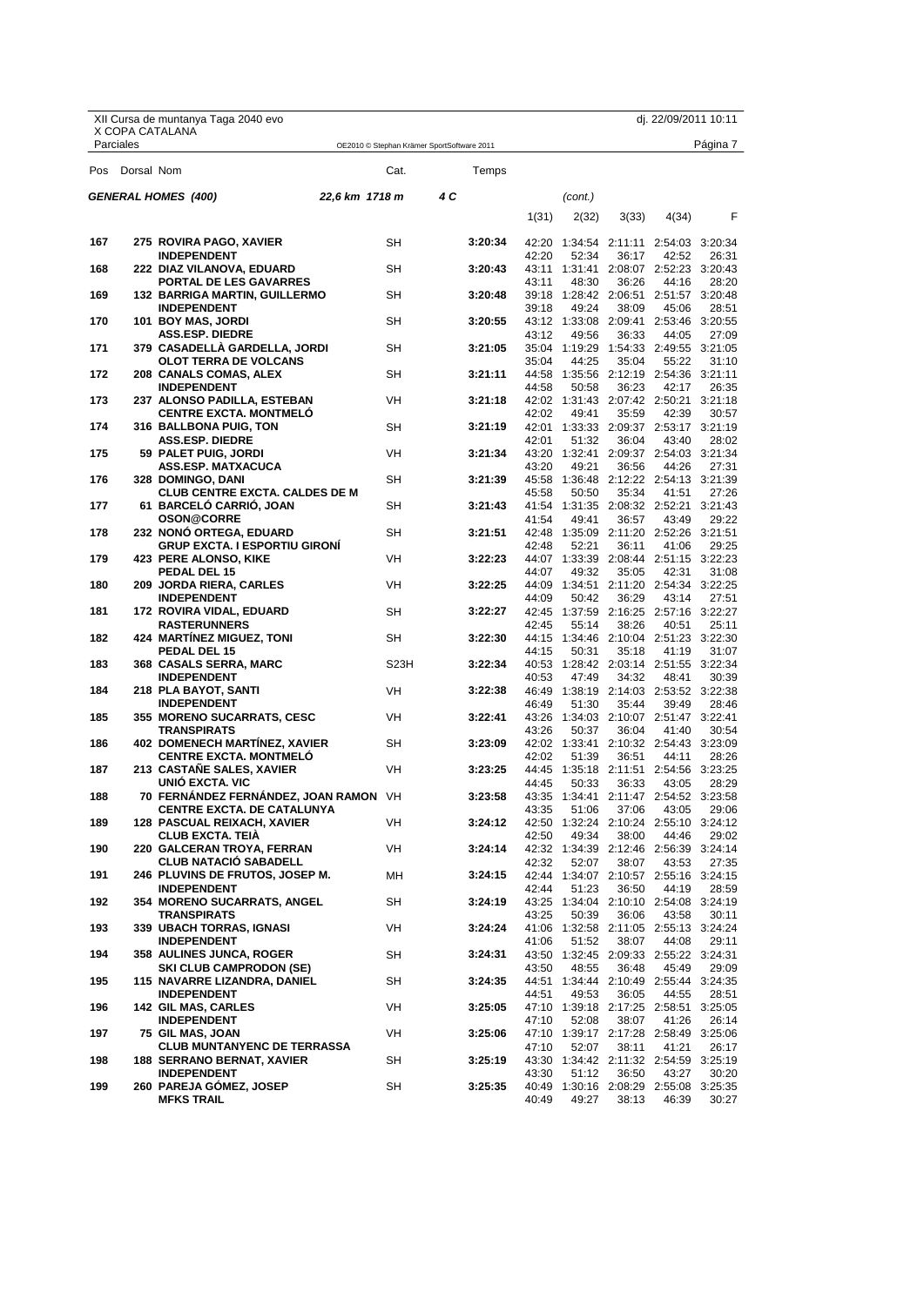XII Cursa de muntanya Taga 2040 evo
X COPA CATALANA

dj. 22/09/2011 10:11

Parciales

OE2010 © Stephan Krämer SportSoftware 2011

**GENERAL HOMES (400)** *22,6 km 1718 m* *4 C* *(cont.)*

| Pos | Dorsal | Nom | Cat. | Temps | 1(31) | 2(32) | 3(33) | 4(34) | F |
|---|---|---|---|---|---|---|---|---|---|
| 167 | 275 | **ROVIRA PAGO, XAVIER** | SH | **3:20:34** | 42:20 | 1:34:54 | 2:11:11 | 2:54:03 | 3:20:34 |
| | | **INDEPENDENT** | | | 42:20 | 52:34 | 36:17 | 42:52 | 26:31 |
| 168 | 222 | **DIAZ VILANOVA, EDUARD** | SH | **3:20:43** | 43:11 | 1:31:41 | 2:08:07 | 2:52:23 | 3:20:43 |
| | | **PORTAL DE LES GAVARRES** | | | 43:11 | 48:30 | 36:26 | 44:16 | 28:20 |
| 169 | 132 | **BARRIGA MARTIN, GUILLERMO** | SH | **3:20:48** | 39:18 | 1:28:42 | 2:06:51 | 2:51:57 | 3:20:48 |
| | | **INDEPENDENT** | | | 39:18 | 49:24 | 38:09 | 45:06 | 28:51 |
| 170 | 101 | **BOY MAS, JORDI** | SH | **3:20:55** | 43:12 | 1:33:08 | 2:09:41 | 2:53:46 | 3:20:55 |
| | | **ASS.ESP. DIEDRE** | | | 43:12 | 49:56 | 36:33 | 44:05 | 27:09 |
| 171 | 379 | **CASADELLÀ GARDELLA, JORDI** | SH | **3:21:05** | 35:04 | 1:19:29 | 1:54:33 | 2:49:55 | 3:21:05 |
| | | **OLOT TERRA DE VOLCANS** | | | 35:04 | 44:25 | 35:04 | 55:22 | 31:10 |
| 172 | 208 | **CANALS COMAS, ALEX** | SH | **3:21:11** | 44:58 | 1:35:56 | 2:12:19 | 2:54:36 | 3:21:11 |
| | | **INDEPENDENT** | | | 44:58 | 50:58 | 36:23 | 42:17 | 26:35 |
| 173 | 237 | **ALONSO PADILLA, ESTEBAN** | VH | **3:21:18** | 42:02 | 1:31:43 | 2:07:42 | 2:50:21 | 3:21:18 |
| | | **CENTRE EXCTA. MONTMELÓ** | | | 42:02 | 49:41 | 35:59 | 42:39 | 30:57 |
| 174 | 316 | **BALLBONA PUIG, TON** | SH | **3:21:19** | 42:01 | 1:33:33 | 2:09:37 | 2:53:17 | 3:21:19 |
| | | **ASS.ESP. DIEDRE** | | | 42:01 | 51:32 | 36:04 | 43:40 | 28:02 |
| 175 | 59 | **PALET PUIG, JORDI** | VH | **3:21:34** | 43:20 | 1:32:41 | 2:09:37 | 2:54:03 | 3:21:34 |
| | | **ASS.ESP. MATXACUCA** | | | 43:20 | 49:21 | 36:56 | 44:26 | 27:31 |
| 176 | 328 | **DOMINGO, DANI** | SH | **3:21:39** | 45:58 | 1:36:48 | 2:12:22 | 2:54:13 | 3:21:39 |
| | | **CLUB CENTRE EXCTA. CALDES DE M** | | | 45:58 | 50:50 | 35:34 | 41:51 | 27:26 |
| 177 | 61 | **BARCELÓ CARRIÓ, JOAN** | SH | **3:21:43** | 41:54 | 1:31:35 | 2:08:32 | 2:52:21 | 3:21:43 |
| | | **OSON@CORRE** | | | 41:54 | 49:41 | 36:57 | 43:49 | 29:22 |
| 178 | 232 | **NONÓ ORTEGA, EDUARD** | SH | **3:21:51** | 42:48 | 1:35:09 | 2:11:20 | 2:52:26 | 3:21:51 |
| | | **GRUP EXCTA. I ESPORTIU GIRONÍ** | | | 42:48 | 52:21 | 36:11 | 41:06 | 29:25 |
| 179 | 423 | **PERE ALONSO, KIKE** | VH | **3:22:23** | 44:07 | 1:33:39 | 2:08:44 | 2:51:15 | 3:22:23 |
| | | **PEDAL DEL 15** | | | 44:07 | 49:32 | 35:05 | 42:31 | 31:08 |
| 180 | 209 | **JORDA RIERA, CARLES** | VH | **3:22:25** | 44:09 | 1:34:51 | 2:11:20 | 2:54:34 | 3:22:25 |
| | | **INDEPENDENT** | | | 44:09 | 50:42 | 36:29 | 43:14 | 27:51 |
| 181 | 172 | **ROVIRA VIDAL, EDUARD** | SH | **3:22:27** | 42:45 | 1:37:59 | 2:16:25 | 2:57:16 | 3:22:27 |
| | | **RASTERUNNERS** | | | 42:45 | 55:14 | 38:26 | 40:51 | 25:11 |
| 182 | 424 | **MARTÍNEZ MIGUEZ, TONI** | SH | **3:22:30** | 44:15 | 1:34:46 | 2:10:04 | 2:51:23 | 3:22:30 |
| | | **PEDAL DEL 15** | | | 44:15 | 50:31 | 35:18 | 41:19 | 31:07 |
| 183 | 368 | **CASALS SERRA, MARC** | S23H | **3:22:34** | 40:53 | 1:28:42 | 2:03:14 | 2:51:55 | 3:22:34 |
| | | **INDEPENDENT** | | | 40:53 | 47:49 | 34:32 | 48:41 | 30:39 |
| 184 | 218 | **PLA BAYOT, SANTI** | VH | **3:22:38** | 46:49 | 1:38:19 | 2:14:03 | 2:53:52 | 3:22:38 |
| | | **INDEPENDENT** | | | 46:49 | 51:30 | 35:44 | 39:49 | 28:46 |
| 185 | 355 | **MORENO SUCARRATS, CESC** | VH | **3:22:41** | 43:26 | 1:34:03 | 2:10:07 | 2:51:47 | 3:22:41 |
| | | **TRANSPIRATS** | | | 43:26 | 50:37 | 36:04 | 41:40 | 30:54 |
| 186 | 402 | **DOMENECH MARTÍNEZ, XAVIER** | SH | **3:23:09** | 42:02 | 1:33:41 | 2:10:32 | 2:54:43 | 3:23:09 |
| | | **CENTRE EXCTA. MONTMELÓ** | | | 42:02 | 51:39 | 36:51 | 44:11 | 28:26 |
| 187 | 213 | **CASTAÑE SALES, XAVIER** | VH | **3:23:25** | 44:45 | 1:35:18 | 2:11:51 | 2:54:56 | 3:23:25 |
| | | **UNIÓ EXCTA. VIC** | | | 44:45 | 50:33 | 36:33 | 43:05 | 28:29 |
| 188 | 70 | **FERNÁNDEZ FERNÁNDEZ, JOAN RAMON** | VH | **3:23:58** | 43:35 | 1:34:41 | 2:11:47 | 2:54:52 | 3:23:58 |
| | | **CENTRE EXCTA. DE CATALUNYA** | | | 43:35 | 51:06 | 37:06 | 43:05 | 29:06 |
| 189 | 128 | **PASCUAL REIXACH, XAVIER** | VH | **3:24:12** | 42:50 | 1:32:24 | 2:10:24 | 2:55:10 | 3:24:12 |
| | | **CLUB EXCTA. TEIÀ** | | | 42:50 | 49:34 | 38:00 | 44:46 | 29:02 |
| 190 | 220 | **GALCERAN TROYA, FERRAN** | VH | **3:24:14** | 42:32 | 1:34:39 | 2:12:46 | 2:56:39 | 3:24:14 |
| | | **CLUB NATACIÓ SABADELL** | | | 42:32 | 52:07 | 38:07 | 43:53 | 27:35 |
| 191 | 246 | **PLUVINS DE FRUTOS, JOSEP M.** | MH | **3:24:15** | 42:44 | 1:34:07 | 2:10:57 | 2:55:16 | 3:24:15 |
| | | **INDEPENDENT** | | | 42:44 | 51:23 | 36:50 | 44:19 | 28:59 |
| 192 | 354 | **MORENO SUCARRATS, ANGEL** | SH | **3:24:19** | 43:25 | 1:34:04 | 2:10:10 | 2:54:08 | 3:24:19 |
| | | **TRANSPIRATS** | | | 43:25 | 50:39 | 36:06 | 43:58 | 30:11 |
| 193 | 339 | **UBACH TORRAS, IGNASI** | VH | **3:24:24** | 41:06 | 1:32:58 | 2:11:05 | 2:55:13 | 3:24:24 |
| | | **INDEPENDENT** | | | 41:06 | 51:52 | 38:07 | 44:08 | 29:11 |
| 194 | 358 | **AULINES JUNCA, ROGER** | SH | **3:24:31** | 43:50 | 1:32:45 | 2:09:33 | 2:55:22 | 3:24:31 |
| | | **SKI CLUB CAMPRODON (SE)** | | | 43:50 | 48:55 | 36:48 | 45:49 | 29:09 |
| 195 | 115 | **NAVARRE LIZANDRA, DANIEL** | SH | **3:24:35** | 44:51 | 1:34:44 | 2:10:49 | 2:55:44 | 3:24:35 |
| | | **INDEPENDENT** | | | 44:51 | 49:53 | 36:05 | 44:55 | 28:51 |
| 196 | 142 | **GIL MAS, CARLES** | VH | **3:25:05** | 47:10 | 1:39:18 | 2:17:25 | 2:58:51 | 3:25:05 |
| | | **INDEPENDENT** | | | 47:10 | 52:08 | 38:07 | 41:26 | 26:14 |
| 197 | 75 | **GIL MAS, JOAN** | VH | **3:25:06** | 47:10 | 1:39:17 | 2:17:28 | 2:58:49 | 3:25:06 |
| | | **CLUB MUNTANYENC DE TERRASSA** | | | 47:10 | 52:07 | 38:11 | 41:21 | 26:17 |
| 198 | 188 | **SERRANO BERNAT, XAVIER** | SH | **3:25:19** | 43:30 | 1:34:42 | 2:11:32 | 2:54:59 | 3:25:19 |
| | | **INDEPENDENT** | | | 43:30 | 51:12 | 36:50 | 43:27 | 30:20 |
| 199 | 260 | **PAREJA GÓMEZ, JOSEP** | SH | **3:25:35** | 40:49 | 1:30:16 | 2:08:29 | 2:55:08 | 3:25:35 |
| | | **MFKS TRAIL** | | | 40:49 | 49:27 | 38:13 | 46:39 | 30:27 |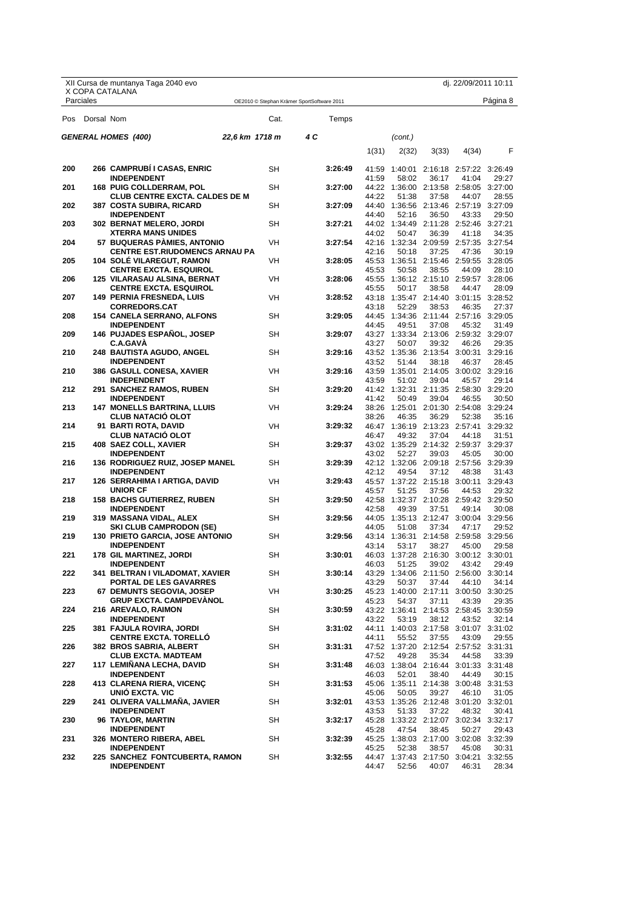XII Cursa de muntanya Taga 2040 evo
X COPA CATALANA

dj. 22/09/2011 10:11

Parciales

OE2010 © Stephan Krämer SportSoftware 2011

**GENERAL HOMES (400)** 22,6 km 1718 m 4 C (cont.)

| Pos | Dorsal | Nom | Cat. | Temps | 1(31) | 2(32) | 3(33) | 4(34) | F |
|---|---|---|---|---|---|---|---|---|---|
| 200 | 266 | **CAMPRUBÍ I CASAS, ENRIC** | SH | **3:26:49** | 41:59 | 1:40:01 | 2:16:18 | 2:57:22 | 3:26:49 |
| | | **INDEPENDENT** | | | 41:59 | 58:02 | 36:17 | 41:04 | 29:27 |
| 201 | 168 | **PUIG COLLDERRAM, POL** | SH | **3:27:00** | 44:22 | 1:36:00 | 2:13:58 | 2:58:05 | 3:27:00 |
| | | **CLUB CENTRE EXCTA. CALDES DE M** | | | 44:22 | 51:38 | 37:58 | 44:07 | 28:55 |
| 202 | 387 | **COSTA SUBIRA, RICARD** | SH | **3:27:09** | 44:40 | 1:36:56 | 2:13:46 | 2:57:19 | 3:27:09 |
| | | **INDEPENDENT** | | | 44:40 | 52:16 | 36:50 | 43:33 | 29:50 |
| 203 | 302 | **BERNAT MELERO, JORDI** | SH | **3:27:21** | 44:02 | 1:34:49 | 2:11:28 | 2:52:46 | 3:27:21 |
| | | **XTERRA MANS UNIDES** | | | 44:02 | 50:47 | 36:39 | 41:18 | 34:35 |
| 204 | 57 | **BUQUERAS PÀMIES, ANTONIO** | VH | **3:27:54** | 42:16 | 1:32:34 | 2:09:59 | 2:57:35 | 3:27:54 |
| | | **CENTRE EST.RIUDOMENCS ARNAU PA** | | | 42:16 | 50:18 | 37:25 | 47:36 | 30:19 |
| 205 | 104 | **SOLÉ VILAREGUT, RAMON** | VH | **3:28:05** | 45:53 | 1:36:51 | 2:15:46 | 2:59:55 | 3:28:05 |
| | | **CENTRE EXCTA. ESQUIROL** | | | 45:53 | 50:58 | 38:55 | 44:09 | 28:10 |
| 206 | 125 | **VILARASAU ALSINA, BERNAT** | VH | **3:28:06** | 45:55 | 1:36:12 | 2:15:10 | 2:59:57 | 3:28:06 |
| | | **CENTRE EXCTA. ESQUIROL** | | | 45:55 | 50:17 | 38:58 | 44:47 | 28:09 |
| 207 | 149 | **PERNIA FRESNEDA, LUIS** | VH | **3:28:52** | 43:18 | 1:35:47 | 2:14:40 | 3:01:15 | 3:28:52 |
| | | **CORREDORS.CAT** | | | 43:18 | 52:29 | 38:53 | 46:35 | 27:37 |
| 208 | 154 | **CANELA SERRANO, ALFONS** | SH | **3:29:05** | 44:45 | 1:34:36 | 2:11:44 | 2:57:16 | 3:29:05 |
| | | **INDEPENDENT** | | | 44:45 | 49:51 | 37:08 | 45:32 | 31:49 |
| 209 | 146 | **PUJADES ESPAÑOL, JOSEP** | SH | **3:29:07** | 43:27 | 1:33:34 | 2:13:06 | 2:59:32 | 3:29:07 |
| | | **C.A.GAVÀ** | | | 43:27 | 50:07 | 39:32 | 46:26 | 29:35 |
| 210 | 248 | **BAUTISTA AGUDO, ANGEL** | SH | **3:29:16** | 43:52 | 1:35:36 | 2:13:54 | 3:00:31 | 3:29:16 |
| | | **INDEPENDENT** | | | 43:52 | 51:44 | 38:18 | 46:37 | 28:45 |
| 210 | 386 | **GASULL CONESA, XAVIER** | VH | **3:29:16** | 43:59 | 1:35:01 | 2:14:05 | 3:00:02 | 3:29:16 |
| | | **INDEPENDENT** | | | 43:59 | 51:02 | 39:04 | 45:57 | 29:14 |
| 212 | 291 | **SANCHEZ RAMOS, RUBEN** | SH | **3:29:20** | 41:42 | 1:32:31 | 2:11:35 | 2:58:30 | 3:29:20 |
| | | **INDEPENDENT** | | | 41:42 | 50:49 | 39:04 | 46:55 | 30:50 |
| 213 | 147 | **MONELLS BARTRINA, LLUIS** | VH | **3:29:24** | 38:26 | 1:25:01 | 2:01:30 | 2:54:08 | 3:29:24 |
| | | **CLUB NATACIÓ OLOT** | | | 38:26 | 46:35 | 36:29 | 52:38 | 35:16 |
| 214 | 91 | **BARTI ROTA, DAVID** | VH | **3:29:32** | 46:47 | 1:36:19 | 2:13:23 | 2:57:41 | 3:29:32 |
| | | **CLUB NATACIÓ OLOT** | | | 46:47 | 49:32 | 37:04 | 44:18 | 31:51 |
| 215 | 408 | **SAEZ COLL, XAVIER** | SH | **3:29:37** | 43:02 | 1:35:29 | 2:14:32 | 2:59:37 | 3:29:37 |
| | | **INDEPENDENT** | | | 43:02 | 52:27 | 39:03 | 45:05 | 30:00 |
| 216 | 136 | **RODRIGUEZ RUIZ, JOSEP MANEL** | SH | **3:29:39** | 42:12 | 1:32:06 | 2:09:18 | 2:57:56 | 3:29:39 |
| | | **INDEPENDENT** | | | 42:12 | 49:54 | 37:12 | 48:38 | 31:43 |
| 217 | 126 | **SERRAHIMA I ARTIGA, DAVID** | VH | **3:29:43** | 45:57 | 1:37:22 | 2:15:18 | 3:00:11 | 3:29:43 |
| | | **UNIOR CF** | | | 45:57 | 51:25 | 37:56 | 44:53 | 29:32 |
| 218 | 158 | **BACHS GUTIERREZ, RUBEN** | SH | **3:29:50** | 42:58 | 1:32:37 | 2:10:28 | 2:59:42 | 3:29:50 |
| | | **INDEPENDENT** | | | 42:58 | 49:39 | 37:51 | 49:14 | 30:08 |
| 219 | 319 | **MASSANA VIDAL, ALEX** | SH | **3:29:56** | 44:05 | 1:35:13 | 2:12:47 | 3:00:04 | 3:29:56 |
| | | **SKI CLUB CAMPRODON (SE)** | | | 44:05 | 51:08 | 37:34 | 47:17 | 29:52 |
| 219 | 130 | **PRIETO GARCIA, JOSE ANTONIO** | SH | **3:29:56** | 43:14 | 1:36:31 | 2:14:58 | 2:59:58 | 3:29:56 |
| | | **INDEPENDENT** | | | 43:14 | 53:17 | 38:27 | 45:00 | 29:58 |
| 221 | 178 | **GIL MARTINEZ, JORDI** | SH | **3:30:01** | 46:03 | 1:37:28 | 2:16:30 | 3:00:12 | 3:30:01 |
| | | **INDEPENDENT** | | | 46:03 | 51:25 | 39:02 | 43:42 | 29:49 |
| 222 | 341 | **BELTRAN I VILADOMAT, XAVIER** | SH | **3:30:14** | 43:29 | 1:34:06 | 2:11:50 | 2:56:00 | 3:30:14 |
| | | **PORTAL DE LES GAVARRES** | | | 43:29 | 50:37 | 37:44 | 44:10 | 34:14 |
| 223 | 67 | **DEMUNTS SEGOVIA, JOSEP** | VH | **3:30:25** | 45:23 | 1:40:00 | 2:17:11 | 3:00:50 | 3:30:25 |
| | | **GRUP EXCTA. CAMPDEVÀNOL** | | | 45:23 | 54:37 | 37:11 | 43:39 | 29:35 |
| 224 | 216 | **AREVALO, RAIMON** | SH | **3:30:59** | 43:22 | 1:36:41 | 2:14:53 | 2:58:45 | 3:30:59 |
| | | **INDEPENDENT** | | | 43:22 | 53:19 | 38:12 | 43:52 | 32:14 |
| 225 | 381 | **FAJULA ROVIRA, JORDI** | SH | **3:31:02** | 44:11 | 1:40:03 | 2:17:58 | 3:01:07 | 3:31:02 |
| | | **CENTRE EXCTA. TORELLÓ** | | | 44:11 | 55:52 | 37:55 | 43:09 | 29:55 |
| 226 | 382 | **BROS SABRIA, ALBERT** | SH | **3:31:31** | 47:52 | 1:37:20 | 2:12:54 | 2:57:52 | 3:31:31 |
| | | **CLUB EXCTA. MADTEAM** | | | 47:52 | 49:28 | 35:34 | 44:58 | 33:39 |
| 227 | 117 | **LEMIÑANA LECHA, DAVID** | SH | **3:31:48** | 46:03 | 1:38:04 | 2:16:44 | 3:01:33 | 3:31:48 |
| | | **INDEPENDENT** | | | 46:03 | 52:01 | 38:40 | 44:49 | 30:15 |
| 228 | 413 | **CLARENA RIERA, VICENÇ** | SH | **3:31:53** | 45:06 | 1:35:11 | 2:14:38 | 3:00:48 | 3:31:53 |
| | | **UNIÓ EXCTA. VIC** | | | 45:06 | 50:05 | 39:27 | 46:10 | 31:05 |
| 229 | 241 | **OLIVERA VALLMAÑA, JAVIER** | SH | **3:32:01** | 43:53 | 1:35:26 | 2:12:48 | 3:01:20 | 3:32:01 |
| | | **INDEPENDENT** | | | 43:53 | 51:33 | 37:22 | 48:32 | 30:41 |
| 230 | 96 | **TAYLOR, MARTIN** | SH | **3:32:17** | 45:28 | 1:33:22 | 2:12:07 | 3:02:34 | 3:32:17 |
| | | **INDEPENDENT** | | | 45:28 | 47:54 | 38:45 | 50:27 | 29:43 |
| 231 | 326 | **MONTERO RIBERA, ABEL** | SH | **3:32:39** | 45:25 | 1:38:03 | 2:17:00 | 3:02:08 | 3:32:39 |
| | | **INDEPENDENT** | | | 45:25 | 52:38 | 38:57 | 45:08 | 30:31 |
| 232 | 225 | **SANCHEZ FONTCUBERTA, RAMON** | SH | **3:32:55** | 44:47 | 1:37:43 | 2:17:50 | 3:04:21 | 3:32:55 |
| | | **INDEPENDENT** | | | 44:47 | 52:56 | 40:07 | 46:31 | 28:34 |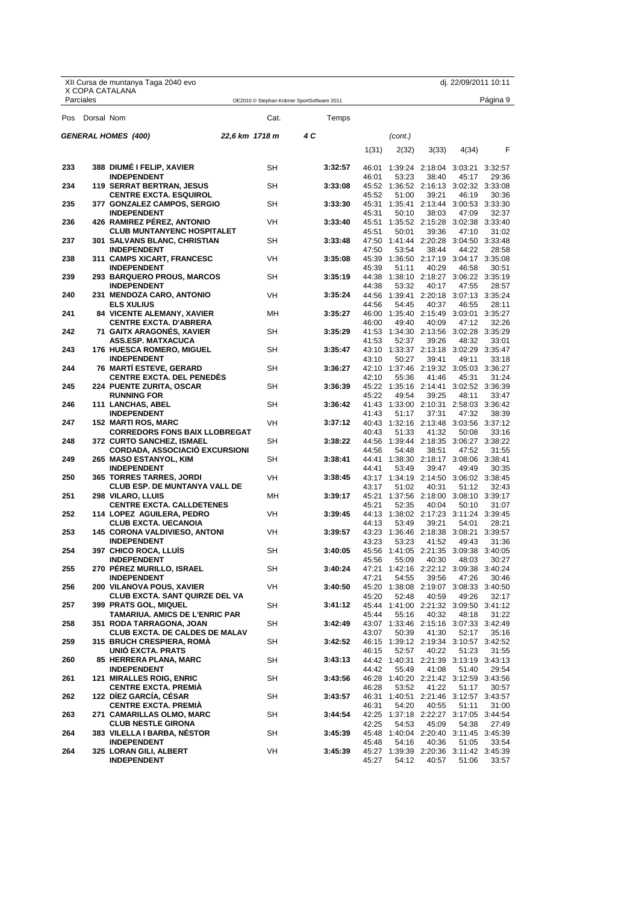XII Cursa de muntanya Taga 2040 evo
X COPA CATALANA

dj. 22/09/2011 10:11

Parciales

OE2010 © Stephan Krämer SportSoftware 2011

## GENERAL HOMES (400) 22,6 km 1718 m 4 C (cont.)

| Pos | Dorsal | Nom | Cat. | Temps | 1(31) | 2(32) | 3(33) | 4(34) | F |
|---|---|---|---|---|---|---|---|---|---|
| 233 | 388 | **DIUMÉ I FELIP, XAVIER** | SH | **3:32:57** | 46:01 | 1:39:24 | 2:18:04 | 3:03:21 | 3:32:57 |
| | | **INDEPENDENT** | | | 46:01 | 53:23 | 38:40 | 45:17 | 29:36 |
| 234 | 119 | **SERRAT BERTRAN, JESUS** | SH | **3:33:08** | 45:52 | 1:36:52 | 2:16:13 | 3:02:32 | 3:33:08 |
| | | **CENTRE EXCTA. ESQUIROL** | | | 45:52 | 51:00 | 39:21 | 46:19 | 30:36 |
| 235 | 377 | **GONZALEZ CAMPOS, SERGIO** | SH | **3:33:30** | 45:31 | 1:35:41 | 2:13:44 | 3:00:53 | 3:33:30 |
| | | **INDEPENDENT** | | | 45:31 | 50:10 | 38:03 | 47:09 | 32:37 |
| 236 | 426 | **RAMIREZ PÉREZ, ANTONIO** | VH | **3:33:40** | 45:51 | 1:35:52 | 2:15:28 | 3:02:38 | 3:33:40 |
| | | **CLUB MUNTANYENC HOSPITALET** | | | 45:51 | 50:01 | 39:36 | 47:10 | 31:02 |
| 237 | 301 | **SALVANS BLANC, CHRISTIAN** | SH | **3:33:48** | 47:50 | 1:41:44 | 2:20:28 | 3:04:50 | 3:33:48 |
| | | **INDEPENDENT** | | | 47:50 | 53:54 | 38:44 | 44:22 | 28:58 |
| 238 | 311 | **CAMPS XICART, FRANCESC** | VH | **3:35:08** | 45:39 | 1:36:50 | 2:17:19 | 3:04:17 | 3:35:08 |
| | | **INDEPENDENT** | | | 45:39 | 51:11 | 40:29 | 46:58 | 30:51 |
| 239 | 293 | **BARQUERO PROUS, MARCOS** | SH | **3:35:19** | 44:38 | 1:38:10 | 2:18:27 | 3:06:22 | 3:35:19 |
| | | **INDEPENDENT** | | | 44:38 | 53:32 | 40:17 | 47:55 | 28:57 |
| 240 | 231 | **MENDOZA CARO, ANTONIO** | VH | **3:35:24** | 44:56 | 1:39:41 | 2:20:18 | 3:07:13 | 3:35:24 |
| | | **ELS XULIUS** | | | 44:56 | 54:45 | 40:37 | 46:55 | 28:11 |
| 241 | 84 | **VICENTE ALEMANY, XAVIER** | MH | **3:35:27** | 46:00 | 1:35:40 | 2:15:49 | 3:03:01 | 3:35:27 |
| | | **CENTRE EXCTA. D'ABRERA** | | | 46:00 | 49:40 | 40:09 | 47:12 | 32:26 |
| 242 | 71 | **GAITX ARAGONÉS, XAVIER** | SH | **3:35:29** | 41:53 | 1:34:30 | 2:13:56 | 3:02:28 | 3:35:29 |
| | | **ASS.ESP. MATXACUCA** | | | 41:53 | 52:37 | 39:26 | 48:32 | 33:01 |
| 243 | 176 | **HUESCA ROMERO, MIGUEL** | SH | **3:35:47** | 43:10 | 1:33:37 | 2:13:18 | 3:02:29 | 3:35:47 |
| | | **INDEPENDENT** | | | 43:10 | 50:27 | 39:41 | 49:11 | 33:18 |
| 244 | 76 | **MARTÍ ESTEVE, GERARD** | SH | **3:36:27** | 42:10 | 1:37:46 | 2:19:32 | 3:05:03 | 3:36:27 |
| | | **CENTRE EXCTA. DEL PENEDÈS** | | | 42:10 | 55:36 | 41:46 | 45:31 | 31:24 |
| 245 | 224 | **PUENTE ZURITA, OSCAR** | SH | **3:36:39** | 45:22 | 1:35:16 | 2:14:41 | 3:02:52 | 3:36:39 |
| | | **RUNNING FOR** | | | 45:22 | 49:54 | 39:25 | 48:11 | 33:47 |
| 246 | 111 | **LANCHAS, ABEL** | SH | **3:36:42** | 41:43 | 1:33:00 | 2:10:31 | 2:58:03 | 3:36:42 |
| | | **INDEPENDENT** | | | 41:43 | 51:17 | 37:31 | 47:32 | 38:39 |
| 247 | 152 | **MARTI ROS, MARC** | VH | **3:37:12** | 40:43 | 1:32:16 | 2:13:48 | 3:03:56 | 3:37:12 |
| | | **CORREDORS FONS BAIX LLOBREGAT** | | | 40:43 | 51:33 | 41:32 | 50:08 | 33:16 |
| 248 | 372 | **CURTO SANCHEZ, ISMAEL** | SH | **3:38:22** | 44:56 | 1:39:44 | 2:18:35 | 3:06:27 | 3:38:22 |
| | | **CORDADA, ASSOCIACIÓ EXCURSIONI** | | | 44:56 | 54:48 | 38:51 | 47:52 | 31:55 |
| 249 | 265 | **MASO ESTANYOL, KIM** | SH | **3:38:41** | 44:41 | 1:38:30 | 2:18:17 | 3:08:06 | 3:38:41 |
| | | **INDEPENDENT** | | | 44:41 | 53:49 | 39:47 | 49:49 | 30:35 |
| 250 | 365 | **TORRES TARRES, JORDI** | VH | **3:38:45** | 43:17 | 1:34:19 | 2:14:50 | 3:06:02 | 3:38:45 |
| | | **CLUB ESP. DE MUNTANYA VALL DE** | | | 43:17 | 51:02 | 40:31 | 51:12 | 32:43 |
| 251 | 298 | **VILARO, LLUIS** | MH | **3:39:17** | 45:21 | 1:37:56 | 2:18:00 | 3:08:10 | 3:39:17 |
| | | **CENTRE EXCTA. CALLDETENES** | | | 45:21 | 52:35 | 40:04 | 50:10 | 31:07 |
| 252 | 114 | **LOPEZ AGUILERA, PEDRO** | VH | **3:39:45** | 44:13 | 1:38:02 | 2:17:23 | 3:11:24 | 3:39:45 |
| | | **CLUB EXCTA. UECANOIA** | | | 44:13 | 53:49 | 39:21 | 54:01 | 28:21 |
| 253 | 145 | **CORONA VALDIVIESO, ANTONI** | VH | **3:39:57** | 43:23 | 1:36:46 | 2:18:38 | 3:08:21 | 3:39:57 |
| | | **INDEPENDENT** | | | 43:23 | 53:23 | 41:52 | 49:43 | 31:36 |
| 254 | 397 | **CHICO ROCA, LLUÍS** | SH | **3:40:05** | 45:56 | 1:41:05 | 2:21:35 | 3:09:38 | 3:40:05 |
| | | **INDEPENDENT** | | | 45:56 | 55:09 | 40:30 | 48:03 | 30:27 |
| 255 | 270 | **PÉREZ MURILLO, ISRAEL** | SH | **3:40:24** | 47:21 | 1:42:16 | 2:22:12 | 3:09:38 | 3:40:24 |
| | | **INDEPENDENT** | | | 47:21 | 54:55 | 39:56 | 47:26 | 30:46 |
| 256 | 200 | **VILANOVA POUS, XAVIER** | VH | **3:40:50** | 45:20 | 1:38:08 | 2:19:07 | 3:08:33 | 3:40:50 |
| | | **CLUB EXCTA. SANT QUIRZE DEL VA** | | | 45:20 | 52:48 | 40:59 | 49:26 | 32:17 |
| 257 | 399 | **PRATS GOL, MIQUEL** | SH | **3:41:12** | 45:44 | 1:41:00 | 2:21:32 | 3:09:50 | 3:41:12 |
| | | **TAMARIUA. AMICS DE L'ENRIC PAR** | | | 45:44 | 55:16 | 40:32 | 48:18 | 31:22 |
| 258 | 351 | **RODA TARRAGONA, JOAN** | SH | **3:42:49** | 43:07 | 1:33:46 | 2:15:16 | 3:07:33 | 3:42:49 |
| | | **CLUB EXCTA. DE CALDES DE MALAV** | | | 43:07 | 50:39 | 41:30 | 52:17 | 35:16 |
| 259 | 315 | **BRUCH CRESPIERA, ROMÀ** | SH | **3:42:52** | 46:15 | 1:39:12 | 2:19:34 | 3:10:57 | 3:42:52 |
| | | **UNIÓ EXCTA. PRATS** | | | 46:15 | 52:57 | 40:22 | 51:23 | 31:55 |
| 260 | 85 | **HERRERA PLANA, MARC** | SH | **3:43:13** | 44:42 | 1:40:31 | 2:21:39 | 3:13:19 | 3:43:13 |
| | | **INDEPENDENT** | | | 44:42 | 55:49 | 41:08 | 51:40 | 29:54 |
| 261 | 121 | **MIRALLES ROIG, ENRIC** | SH | **3:43:56** | 46:28 | 1:40:20 | 2:21:42 | 3:12:59 | 3:43:56 |
| | | **CENTRE EXCTA. PREMIÀ** | | | 46:28 | 53:52 | 41:22 | 51:17 | 30:57 |
| 262 | 122 | **DÍEZ GARCÍA, CÉSAR** | SH | **3:43:57** | 46:31 | 1:40:51 | 2:21:46 | 3:12:57 | 3:43:57 |
| | | **CENTRE EXCTA. PREMIÀ** | | | 46:31 | 54:20 | 40:55 | 51:11 | 31:00 |
| 263 | 271 | **CAMARILLAS OLMO, MARC** | SH | **3:44:54** | 42:25 | 1:37:18 | 2:22:27 | 3:17:05 | 3:44:54 |
| | | **CLUB NESTLE GIRONA** | | | 42:25 | 54:53 | 45:09 | 54:38 | 27:49 |
| 264 | 383 | **VILELLA I BARBA, NÉSTOR** | SH | **3:45:39** | 45:48 | 1:40:04 | 2:20:40 | 3:11:45 | 3:45:39 |
| | | **INDEPENDENT** | | | 45:48 | 54:16 | 40:36 | 51:05 | 33:54 |
| 264 | 325 | **LORAN GILI, ALBERT** | VH | **3:45:39** | 45:27 | 1:39:39 | 2:20:36 | 3:11:42 | 3:45:39 |
| | | **INDEPENDENT** | | | 45:27 | 54:12 | 40:57 | 51:06 | 33:57 |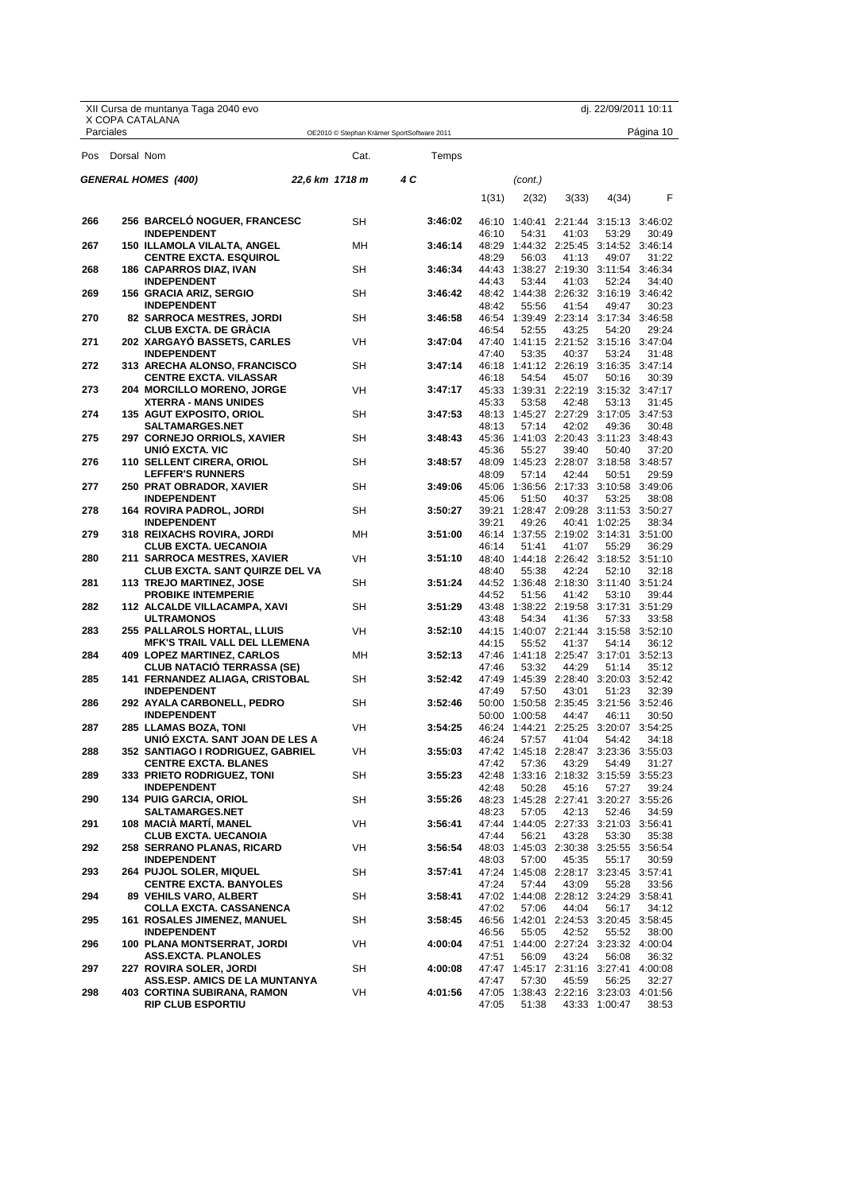XII Cursa de muntanya Taga 2040 evo
X COPA CATALANA

dj. 22/09/2011 10:11

Parciales

OE2010 © Stephan Krämer SportSoftware 2011

**GENERAL HOMES (400)** — 22,6 km 1718 m — 4 C — (cont.)

| Pos | Dorsal | Nom | Cat. | Temps | 1(31) | 2(32) | 3(33) | 4(34) | F |
|---|---|---|---|---|---|---|---|---|---|
| 266 | 256 | **BARCELÓ NOGUER, FRANCESC** / INDEPENDENT | SH | **3:46:02** | 46:10 / 46:10 | 1:40:41 / 54:31 | 2:21:44 / 41:03 | 3:15:13 / 53:29 | 3:46:02 / 30:49 |
| 267 | 150 | **ILLAMOLA VILALTA, ANGEL** / CENTRE EXCTA. ESQUIROL | MH | **3:46:14** | 48:29 / 48:29 | 1:44:32 / 56:03 | 2:25:45 / 41:13 | 3:14:52 / 49:07 | 3:46:14 / 31:22 |
| 268 | 186 | **CAPARROS DIAZ, IVAN** / INDEPENDENT | SH | **3:46:34** | 44:43 / 44:43 | 1:38:27 / 53:44 | 2:19:30 / 41:03 | 3:11:54 / 52:24 | 3:46:34 / 34:40 |
| 269 | 156 | **GRACIA ARIZ, SERGIO** / INDEPENDENT | SH | **3:46:42** | 48:42 / 48:42 | 1:44:38 / 55:56 | 2:26:32 / 41:54 | 3:16:19 / 49:47 | 3:46:42 / 30:23 |
| 270 | 82 | **SARROCA MESTRES, JORDI** / CLUB EXCTA. DE GRÀCIA | SH | **3:46:58** | 46:54 / 46:54 | 1:39:49 / 52:55 | 2:23:14 / 43:25 | 3:17:34 / 54:20 | 3:46:58 / 29:24 |
| 271 | 202 | **XARGAYÓ BASSETS, CARLES** / INDEPENDENT | VH | **3:47:04** | 47:40 / 47:40 | 1:41:15 / 53:35 | 2:21:52 / 40:37 | 3:15:16 / 53:24 | 3:47:04 / 31:48 |
| 272 | 313 | **ARECHA ALONSO, FRANCISCO** / CENTRE EXCTA. VILASSAR | SH | **3:47:14** | 46:18 / 46:18 | 1:41:12 / 54:54 | 2:26:19 / 45:07 | 3:16:35 / 50:16 | 3:47:14 / 30:39 |
| 273 | 204 | **MORCILLO MORENO, JORGE** / XTERRA - MANS UNIDES | VH | **3:47:17** | 45:33 / 45:33 | 1:39:31 / 53:58 | 2:22:19 / 42:48 | 3:15:32 / 53:13 | 3:47:17 / 31:45 |
| 274 | 135 | **AGUT EXPOSITO, ORIOL** / SALTAMARGES.NET | SH | **3:47:53** | 48:13 / 48:13 | 1:45:27 / 57:14 | 2:27:29 / 42:02 | 3:17:05 / 49:36 | 3:47:53 / 30:48 |
| 275 | 297 | **CORNEJO ORRIOLS, XAVIER** / UNIÓ EXCTA. VIC | SH | **3:48:43** | 45:36 / 45:36 | 1:41:03 / 55:27 | 2:20:43 / 39:40 | 3:11:23 / 50:40 | 3:48:43 / 37:20 |
| 276 | 110 | **SELLENT CIRERA, ORIOL** / LEFFER'S RUNNERS | SH | **3:48:57** | 48:09 / 48:09 | 1:45:23 / 57:14 | 2:28:07 / 42:44 | 3:18:58 / 50:51 | 3:48:57 / 29:59 |
| 277 | 250 | **PRAT OBRADOR, XAVIER** / INDEPENDENT | SH | **3:49:06** | 45:06 / 45:06 | 1:36:56 / 51:50 | 2:17:33 / 40:37 | 3:10:58 / 53:25 | 3:49:06 / 38:08 |
| 278 | 164 | **ROVIRA PADROL, JORDI** / INDEPENDENT | SH | **3:50:27** | 39:21 / 39:21 | 1:28:47 / 49:26 | 2:09:28 / 40:41 | 3:11:53 / 1:02:25 | 3:50:27 / 38:34 |
| 279 | 318 | **REIXACHS ROVIRA, JORDI** / CLUB EXCTA. UECANOIA | MH | **3:51:00** | 46:14 / 46:14 | 1:37:55 / 51:41 | 2:19:02 / 41:07 | 3:14:31 / 55:29 | 3:51:00 / 36:29 |
| 280 | 211 | **SARROCA MESTRES, XAVIER** / CLUB EXCTA. SANT QUIRZE DEL VA | VH | **3:51:10** | 48:40 / 48:40 | 1:44:18 / 55:38 | 2:26:42 / 42:24 | 3:18:52 / 52:10 | 3:51:10 / 32:18 |
| 281 | 113 | **TREJO MARTINEZ, JOSE** / PROBIKE INTEMPERIE | SH | **3:51:24** | 44:52 / 44:52 | 1:36:48 / 51:56 | 2:18:30 / 41:42 | 3:11:40 / 53:10 | 3:51:24 / 39:44 |
| 282 | 112 | **ALCALDE VILLACAMPA, XAVI** / ULTRAMONOS | SH | **3:51:29** | 43:48 / 43:48 | 1:38:22 / 54:34 | 2:19:58 / 41:36 | 3:17:31 / 57:33 | 3:51:29 / 33:58 |
| 283 | 255 | **PALLAROLS HORTAL, LLUIS** / MFK'S TRAIL VALL DEL LLEMENA | VH | **3:52:10** | 44:15 / 44:15 | 1:40:07 / 55:52 | 2:21:44 / 41:37 | 3:15:58 / 54:14 | 3:52:10 / 36:12 |
| 284 | 409 | **LOPEZ MARTINEZ, CARLOS** / CLUB NATACIÓ TERRASSA (SE) | MH | **3:52:13** | 47:46 / 47:46 | 1:41:18 / 53:32 | 2:25:47 / 44:29 | 3:17:01 / 51:14 | 3:52:13 / 35:12 |
| 285 | 141 | **FERNANDEZ ALIAGA, CRISTOBAL** / INDEPENDENT | SH | **3:52:42** | 47:49 / 47:49 | 1:45:39 / 57:50 | 2:28:40 / 43:01 | 3:20:03 / 51:23 | 3:52:42 / 32:39 |
| 286 | 292 | **AYALA CARBONELL, PEDRO** / INDEPENDENT | SH | **3:52:46** | 50:00 / 50:00 | 1:50:58 / 1:00:58 | 2:35:45 / 44:47 | 3:21:56 / 46:11 | 3:52:46 / 30:50 |
| 287 | 285 | **LLAMAS BOZA, TONI** / UNIÓ EXCTA. SANT JOAN DE LES A | VH | **3:54:25** | 46:24 / 46:24 | 1:44:21 / 57:57 | 2:25:25 / 41:04 | 3:20:07 / 54:42 | 3:54:25 / 34:18 |
| 288 | 352 | **SANTIAGO I RODRIGUEZ, GABRIEL** / CENTRE EXCTA. BLANES | VH | **3:55:03** | 47:42 / 47:42 | 1:45:18 / 57:36 | 2:28:47 / 43:29 | 3:23:36 / 54:49 | 3:55:03 / 31:27 |
| 289 | 333 | **PRIETO RODRIGUEZ, TONI** / INDEPENDENT | SH | **3:55:23** | 42:48 / 42:48 | 1:33:16 / 50:28 | 2:18:32 / 45:16 | 3:15:59 / 57:27 | 3:55:23 / 39:24 |
| 290 | 134 | **PUIG GARCIA, ORIOL** / SALTAMARGES.NET | SH | **3:55:26** | 48:23 / 48:23 | 1:45:28 / 57:05 | 2:27:41 / 42:13 | 3:20:27 / 52:46 | 3:55:26 / 34:59 |
| 291 | 108 | **MACIÀ MARTÍ, MANEL** / CLUB EXCTA. UECANOIA | VH | **3:56:41** | 47:44 / 47:44 | 1:44:05 / 56:21 | 2:27:33 / 43:28 | 3:21:03 / 53:30 | 3:56:41 / 35:38 |
| 292 | 258 | **SERRANO PLANAS, RICARD** / INDEPENDENT | VH | **3:56:54** | 48:03 / 48:03 | 1:45:03 / 57:00 | 2:30:38 / 45:35 | 3:25:55 / 55:17 | 3:56:54 / 30:59 |
| 293 | 264 | **PUJOL SOLER, MIQUEL** / CENTRE EXCTA. BANYOLES | SH | **3:57:41** | 47:24 / 47:24 | 1:45:08 / 57:44 | 2:28:17 / 43:09 | 3:23:45 / 55:28 | 3:57:41 / 33:56 |
| 294 | 89 | **VEHILS VARO, ALBERT** / COLLA EXCTA. CASSANENCA | SH | **3:58:41** | 47:02 / 47:02 | 1:44:08 / 57:06 | 2:28:12 / 44:04 | 3:24:29 / 56:17 | 3:58:41 / 34:12 |
| 295 | 161 | **ROSALES JIMENEZ, MANUEL** / INDEPENDENT | SH | **3:58:45** | 46:56 / 46:56 | 1:42:01 / 55:05 | 2:24:53 / 42:52 | 3:20:45 / 55:52 | 3:58:45 / 38:00 |
| 296 | 100 | **PLANA MONTSERRAT, JORDI** / ASS.EXCTA. PLANOLES | VH | **4:00:04** | 47:51 / 47:51 | 1:44:00 / 56:09 | 2:27:24 / 43:24 | 3:23:32 / 56:08 | 4:00:04 / 36:32 |
| 297 | 227 | **ROVIRA SOLER, JORDI** / ASS.ESP. AMICS DE LA MUNTANYA | SH | **4:00:08** | 47:47 / 47:47 | 1:45:17 / 57:30 | 2:31:16 / 45:59 | 3:27:41 / 56:25 | 4:00:08 / 32:27 |
| 298 | 403 | **CORTINA SUBIRANA, RAMON** / RIP CLUB ESPORTIU | VH | **4:01:56** | 47:05 / 47:05 | 1:38:43 / 51:38 | 2:22:16 / 43:33 | 3:23:03 / 1:00:47 | 4:01:56 / 38:53 |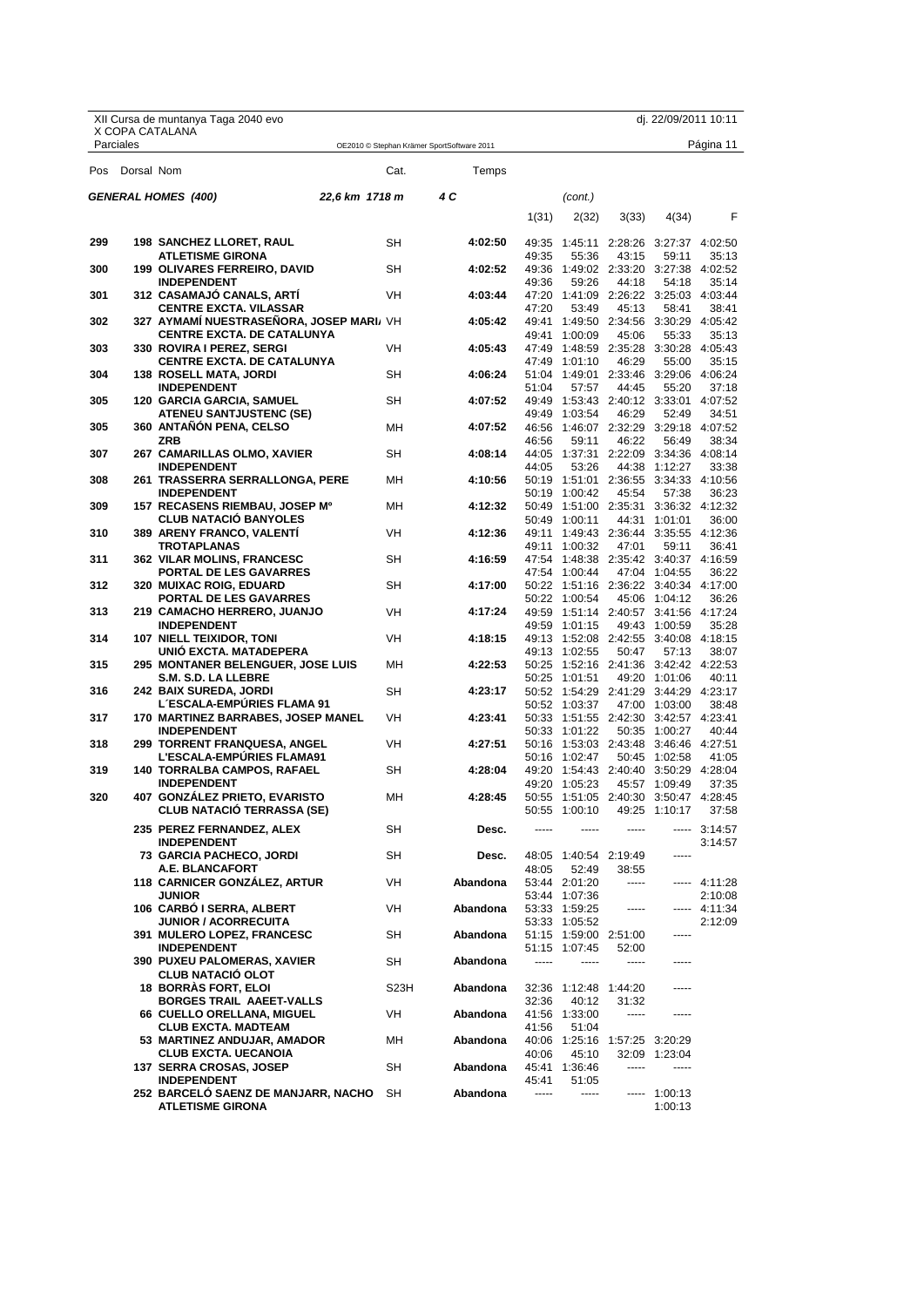XII Cursa de muntanya Taga 2040 evo
X COPA CATALANA
Parciales

OE2010 © Stephan Krämer SportSoftware 2011

## GENERAL HOMES (400) — 22,6 km 1718 m — 4 C (cont.)

| Pos | Dorsal | Nom | Cat. | Temps | 1(31) | 2(32) | 3(33) | 4(34) | F |
|---|---|---|---|---|---|---|---|---|---|
| 299 | 198 | **SANCHEZ LLORET, RAUL** | SH | **4:02:50** | 49:35 | 1:45:11 | 2:28:26 | 3:27:37 | 4:02:50 |
| | | **ATLETISME GIRONA** | | | 49:35 | 55:36 | 43:15 | 59:11 | 35:13 |
| 300 | 199 | **OLIVARES FERREIRO, DAVID** | SH | **4:02:52** | 49:36 | 1:49:02 | 2:33:20 | 3:27:38 | 4:02:52 |
| | | **INDEPENDENT** | | | 49:36 | 59:26 | 44:18 | 54:18 | 35:14 |
| 301 | 312 | **CASAMAJÓ CANALS, ARTÍ** | VH | **4:03:44** | 47:20 | 1:41:09 | 2:26:22 | 3:25:03 | 4:03:44 |
| | | **CENTRE EXCTA. VILASSAR** | | | 47:20 | 53:49 | 45:13 | 58:41 | 38:41 |
| 302 | 327 | **AYMAMÍ NUESTRASEÑORA, JOSEP MARI** | VH | **4:05:42** | 49:41 | 1:49:50 | 2:34:56 | 3:30:29 | 4:05:42 |
| | | **CENTRE EXCTA. DE CATALUNYA** | | | 49:41 | 1:00:09 | 45:06 | 55:33 | 35:13 |
| 303 | 330 | **ROVIRA I PEREZ, SERGI** | VH | **4:05:43** | 47:49 | 1:48:59 | 2:35:28 | 3:30:28 | 4:05:43 |
| | | **CENTRE EXCTA. DE CATALUNYA** | | | 47:49 | 1:01:10 | 46:29 | 55:00 | 35:15 |
| 304 | 138 | **ROSELL MATA, JORDI** | SH | **4:06:24** | 51:04 | 1:49:01 | 2:33:46 | 3:29:06 | 4:06:24 |
| | | **INDEPENDENT** | | | 51:04 | 57:57 | 44:45 | 55:20 | 37:18 |
| 305 | 120 | **GARCIA GARCIA, SAMUEL** | SH | **4:07:52** | 49:49 | 1:53:43 | 2:40:12 | 3:33:01 | 4:07:52 |
| | | **ATENEU SANTJUSTENC (SE)** | | | 49:49 | 1:03:54 | 46:29 | 52:49 | 34:51 |
| 305 | 360 | **ANTAÑÓN PENA, CELSO** | MH | **4:07:52** | 46:56 | 1:46:07 | 2:32:29 | 3:29:18 | 4:07:52 |
| | | **ZRB** | | | 46:56 | 59:11 | 46:22 | 56:49 | 38:34 |
| 307 | 267 | **CAMARILLAS OLMO, XAVIER** | SH | **4:08:14** | 44:05 | 1:37:31 | 2:22:09 | 3:34:36 | 4:08:14 |
| | | **INDEPENDENT** | | | 44:05 | 53:26 | 44:38 | 1:12:27 | 33:38 |
| 308 | 261 | **TRASSERRA SERRALLONGA, PERE** | MH | **4:10:56** | 50:19 | 1:51:01 | 2:36:55 | 3:34:33 | 4:10:56 |
| | | **INDEPENDENT** | | | 50:19 | 1:00:42 | 45:54 | 57:38 | 36:23 |
| 309 | 157 | **RECASENS RIEMBAU, JOSEP Mª** | MH | **4:12:32** | 50:49 | 1:51:00 | 2:35:31 | 3:36:32 | 4:12:32 |
| | | **CLUB NATACIÓ BANYOLES** | | | 50:49 | 1:00:11 | 44:31 | 1:01:01 | 36:00 |
| 310 | 389 | **ARENY FRANCO, VALENTÍ** | VH | **4:12:36** | 49:11 | 1:49:43 | 2:36:44 | 3:35:55 | 4:12:36 |
| | | **TROTAPLANAS** | | | 49:11 | 1:00:32 | 47:01 | 59:11 | 36:41 |
| 311 | 362 | **VILAR MOLINS, FRANCESC** | SH | **4:16:59** | 47:54 | 1:48:38 | 2:35:42 | 3:40:37 | 4:16:59 |
| | | **PORTAL DE LES GAVARRES** | | | 47:54 | 1:00:44 | 47:04 | 1:04:55 | 36:22 |
| 312 | 320 | **MUIXAC ROIG, EDUARD** | SH | **4:17:00** | 50:22 | 1:51:16 | 2:36:22 | 3:40:34 | 4:17:00 |
| | | **PORTAL DE LES GAVARRES** | | | 50:22 | 1:00:54 | 45:06 | 1:04:12 | 36:26 |
| 313 | 219 | **CAMACHO HERRERO, JUANJO** | VH | **4:17:24** | 49:59 | 1:51:14 | 2:40:57 | 3:41:56 | 4:17:24 |
| | | **INDEPENDENT** | | | 49:59 | 1:01:15 | 49:43 | 1:00:59 | 35:28 |
| 314 | 107 | **NIELL TEIXIDOR, TONI** | VH | **4:18:15** | 49:13 | 1:52:08 | 2:42:55 | 3:40:08 | 4:18:15 |
| | | **UNIÓ EXCTA. MATADEPERA** | | | 49:13 | 1:02:55 | 50:47 | 57:13 | 38:07 |
| 315 | 295 | **MONTANER BELENGUER, JOSE LUIS** | MH | **4:22:53** | 50:25 | 1:52:16 | 2:41:36 | 3:42:42 | 4:22:53 |
| | | **S.M. S.D. LA LLEBRE** | | | 50:25 | 1:01:51 | 49:20 | 1:01:06 | 40:11 |
| 316 | 242 | **BAIX SUREDA, JORDI** | SH | **4:23:17** | 50:52 | 1:54:29 | 2:41:29 | 3:44:29 | 4:23:17 |
| | | **L´ESCALA-EMPÚRIES FLAMA 91** | | | 50:52 | 1:03:37 | 47:00 | 1:03:00 | 38:48 |
| 317 | 170 | **MARTINEZ BARRABES, JOSEP MANEL** | VH | **4:23:41** | 50:33 | 1:51:55 | 2:42:30 | 3:42:57 | 4:23:41 |
| | | **INDEPENDENT** | | | 50:33 | 1:01:22 | 50:35 | 1:00:27 | 40:44 |
| 318 | 299 | **TORRENT FRANQUESA, ANGEL** | VH | **4:27:51** | 50:16 | 1:53:03 | 2:43:48 | 3:46:46 | 4:27:51 |
| | | **L'ESCALA-EMPÚRIES FLAMA91** | | | 50:16 | 1:02:47 | 50:45 | 1:02:58 | 41:05 |
| 319 | 140 | **TORRALBA CAMPOS, RAFAEL** | SH | **4:28:04** | 49:20 | 1:54:43 | 2:40:40 | 3:50:29 | 4:28:04 |
| | | **INDEPENDENT** | | | 49:20 | 1:05:23 | 45:57 | 1:09:49 | 37:35 |
| 320 | 407 | **GONZÁLEZ PRIETO, EVARISTO** | MH | **4:28:45** | 50:55 | 1:51:05 | 2:40:30 | 3:50:47 | 4:28:45 |
| | | **CLUB NATACIÓ TERRASSA (SE)** | | | 50:55 | 1:00:10 | 49:25 | 1:10:17 | 37:58 |
| | 235 | **PEREZ FERNANDEZ, ALEX** | SH | **Desc.** | ----- | ----- | ----- | ----- | 3:14:57 |
| | | **INDEPENDENT** | | | | | | | 3:14:57 |
| | 73 | **GARCIA PACHECO, JORDI** | SH | **Desc.** | 48:05 | 1:40:54 | 2:19:49 | ----- | |
| | | **A.E. BLANCAFORT** | | | 48:05 | 52:49 | 38:55 | | |
| | 118 | **CARNICER GONZÁLEZ, ARTUR** | VH | **Abandona** | 53:44 | 2:01:20 | ----- | ----- | 4:11:28 |
| | | **JUNIOR** | | | 53:44 | 1:07:36 | | | 2:10:08 |
| | 106 | **CARBÓ I SERRA, ALBERT** | VH | **Abandona** | 53:33 | 1:59:25 | ----- | ----- | 4:11:34 |
| | | **JUNIOR / ACORRECUITA** | | | 53:33 | 1:05:52 | | | 2:12:09 |
| | 391 | **MULERO LOPEZ, FRANCESC** | SH | **Abandona** | 51:15 | 1:59:00 | 2:51:00 | ----- | |
| | | **INDEPENDENT** | | | 51:15 | 1:07:45 | 52:00 | | |
| | 390 | **PUXEU PALOMERAS, XAVIER** | SH | **Abandona** | ----- | ----- | ----- | ----- | |
| | | **CLUB NATACIÓ OLOT** | | | | | | | |
| | 18 | **BORRÀS FORT, ELOI** | S23H | **Abandona** | 32:36 | 1:12:48 | 1:44:20 | ----- | |
| | | **BORGES TRAIL AAEET-VALLS** | | | 32:36 | 40:12 | 31:32 | | |
| | 66 | **CUELLO ORELLANA, MIGUEL** | VH | **Abandona** | 41:56 | 1:33:00 | ----- | ----- | |
| | | **CLUB EXCTA. MADTEAM** | | | 41:56 | 51:04 | | | |
| | 53 | **MARTINEZ ANDUJAR, AMADOR** | MH | **Abandona** | 40:06 | 1:25:16 | 1:57:25 | 3:20:29 | |
| | | **CLUB EXCTA. UECANOIA** | | | 40:06 | 45:10 | 32:09 | 1:23:04 | |
| | 137 | **SERRA CROSAS, JOSEP** | SH | **Abandona** | 45:41 | 1:36:46 | ----- | ----- | |
| | | **INDEPENDENT** | | | 45:41 | 51:05 | | | |
| | 252 | **BARCELÓ SAENZ DE MANJARR, NACHO** | SH | **Abandona** | ----- | ----- | ----- | 1:00:13 | |
| | | **ATLETISME GIRONA** | | | | | | 1:00:13 | |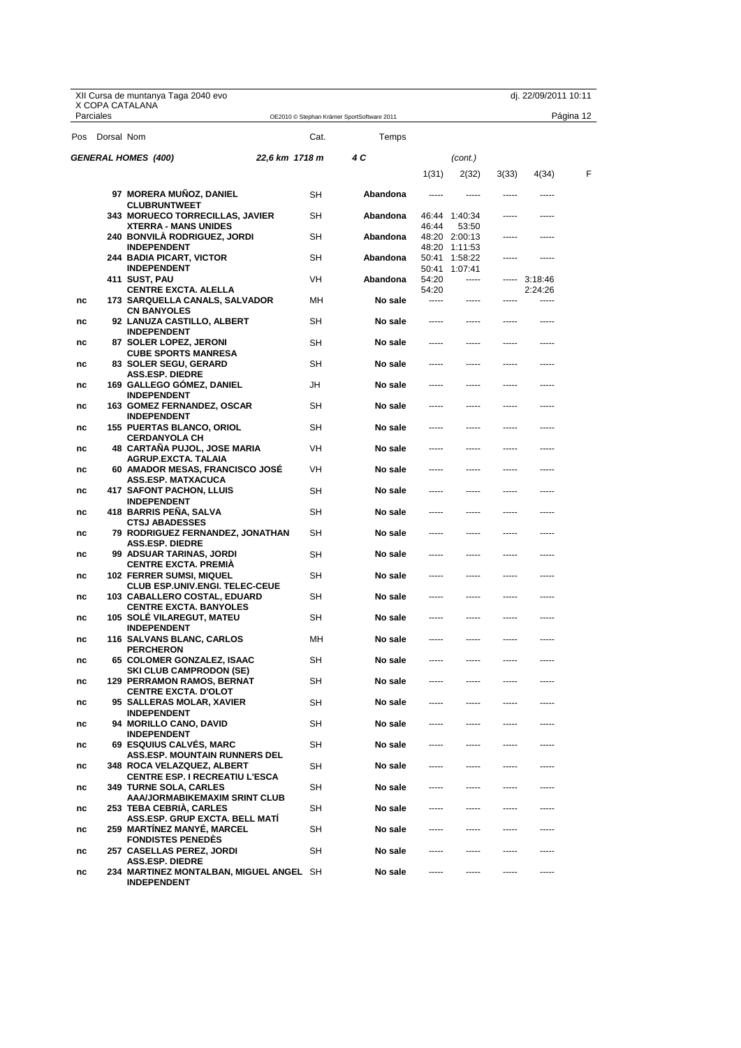XII Cursa de muntanya Taga 2040 evo
X COPA CATALANA

Parciales

**GENERAL HOMES (400)** — *22,6 km 1718 m* — *4 C* — *(cont.)*

| Pos | Dorsal | Nom | Cat. | Temps | 1(31) | 2(32) | 3(33) | 4(34) | F |
|---|---|---|---|---|---|---|---|---|---|
| | 97 | **MORERA MUÑOZ, DANIEL** <br> **CLUBRUNTWEET** | SH | **Abandona** | ----- | ----- | ----- | ----- | |
| | 343 | **MORUECO TORRECILLAS, JAVIER** <br> **XTERRA - MANS UNIDES** | SH | **Abandona** | 46:44 <br> 46:44 | 1:40:34 <br> 53:50 | ----- | ----- | |
| | 240 | **BONVILÀ RODRIGUEZ, JORDI** <br> **INDEPENDENT** | SH | **Abandona** | 48:20 <br> 48:20 | 2:00:13 <br> 1:11:53 | ----- | ----- | |
| | 244 | **BADIA PICART, VICTOR** <br> **INDEPENDENT** | SH | **Abandona** | 50:41 <br> 50:41 | 1:58:22 <br> 1:07:41 | ----- | ----- | |
| | 411 | **SUST, PAU** <br> **CENTRE EXCTA. ALELLA** | VH | **Abandona** | 54:20 <br> 54:20 | ----- | ----- | 3:18:46 <br> 2:24:26 | |
| nc | 173 | **SARQUELLA CANALS, SALVADOR** <br> **CN BANYOLES** | MH | **No sale** | ----- | ----- | ----- | ----- | |
| nc | 92 | **LANUZA CASTILLO, ALBERT** <br> **INDEPENDENT** | SH | **No sale** | ----- | ----- | ----- | ----- | |
| nc | 87 | **SOLER LOPEZ, JERONI** <br> **CUBE SPORTS MANRESA** | SH | **No sale** | ----- | ----- | ----- | ----- | |
| nc | 83 | **SOLER SEGU, GERARD** <br> **ASS.ESP. DIEDRE** | SH | **No sale** | ----- | ----- | ----- | ----- | |
| nc | 169 | **GALLEGO GÓMEZ, DANIEL** <br> **INDEPENDENT** | JH | **No sale** | ----- | ----- | ----- | ----- | |
| nc | 163 | **GOMEZ FERNANDEZ, OSCAR** <br> **INDEPENDENT** | SH | **No sale** | ----- | ----- | ----- | ----- | |
| nc | 155 | **PUERTAS BLANCO, ORIOL** <br> **CERDANYOLA CH** | SH | **No sale** | ----- | ----- | ----- | ----- | |
| nc | 48 | **CARTAÑA PUJOL, JOSE MARIA** <br> **AGRUP.EXCTA. TALAIA** | VH | **No sale** | ----- | ----- | ----- | ----- | |
| nc | 60 | **AMADOR MESAS, FRANCISCO JOSÉ** <br> **ASS.ESP. MATXACUCA** | VH | **No sale** | ----- | ----- | ----- | ----- | |
| nc | 417 | **SAFONT PACHON, LLUIS** <br> **INDEPENDENT** | SH | **No sale** | ----- | ----- | ----- | ----- | |
| nc | 418 | **BARRIS PEÑA, SALVA** <br> **CTSJ ABADESSES** | SH | **No sale** | ----- | ----- | ----- | ----- | |
| nc | 79 | **RODRIGUEZ FERNANDEZ, JONATHAN** <br> **ASS.ESP. DIEDRE** | SH | **No sale** | ----- | ----- | ----- | ----- | |
| nc | 99 | **ADSUAR TARINAS, JORDI** <br> **CENTRE EXCTA. PREMIÀ** | SH | **No sale** | ----- | ----- | ----- | ----- | |
| nc | 102 | **FERRER SUMSI, MIQUEL** <br> **CLUB ESP.UNIV.ENGI. TELEC-CEUE** | SH | **No sale** | ----- | ----- | ----- | ----- | |
| nc | 103 | **CABALLERO COSTAL, EDUARD** <br> **CENTRE EXCTA. BANYOLES** | SH | **No sale** | ----- | ----- | ----- | ----- | |
| nc | 105 | **SOLÉ VILAREGUT, MATEU** <br> **INDEPENDENT** | SH | **No sale** | ----- | ----- | ----- | ----- | |
| nc | 116 | **SALVANS BLANC, CARLOS** <br> **PERCHERON** | MH | **No sale** | ----- | ----- | ----- | ----- | |
| nc | 65 | **COLOMER GONZALEZ, ISAAC** <br> **SKI CLUB CAMPRODON (SE)** | SH | **No sale** | ----- | ----- | ----- | ----- | |
| nc | 129 | **PERRAMON RAMOS, BERNAT** <br> **CENTRE EXCTA. D'OLOT** | SH | **No sale** | ----- | ----- | ----- | ----- | |
| nc | 95 | **SALLERAS MOLAR, XAVIER** <br> **INDEPENDENT** | SH | **No sale** | ----- | ----- | ----- | ----- | |
| nc | 94 | **MORILLO CANO, DAVID** <br> **INDEPENDENT** | SH | **No sale** | ----- | ----- | ----- | ----- | |
| nc | 69 | **ESQUIUS CALVÉS, MARC** <br> **ASS.ESP. MOUNTAIN RUNNERS DEL** | SH | **No sale** | ----- | ----- | ----- | ----- | |
| nc | 348 | **ROCA VELAZQUEZ, ALBERT** <br> **CENTRE ESP. I RECREATIU L'ESCA** | SH | **No sale** | ----- | ----- | ----- | ----- | |
| nc | 349 | **TURNE SOLA, CARLES** <br> **AAA/JORMABIKEMAXIM SRINT CLUB** | SH | **No sale** | ----- | ----- | ----- | ----- | |
| nc | 253 | **TEBA CEBRIÀ, CARLES** <br> **ASS.ESP. GRUP EXCTA. BELL MATÍ** | SH | **No sale** | ----- | ----- | ----- | ----- | |
| nc | 259 | **MARTÍNEZ MANYÉ, MARCEL** <br> **FONDISTES PENEDÈS** | SH | **No sale** | ----- | ----- | ----- | ----- | |
| nc | 257 | **CASELLAS PEREZ, JORDI** <br> **ASS.ESP. DIEDRE** | SH | **No sale** | ----- | ----- | ----- | ----- | |
| nc | 234 | **MARTINEZ MONTALBAN, MIGUEL ANGEL** <br> **INDEPENDENT** | SH | **No sale** | ----- | ----- | ----- | ----- | |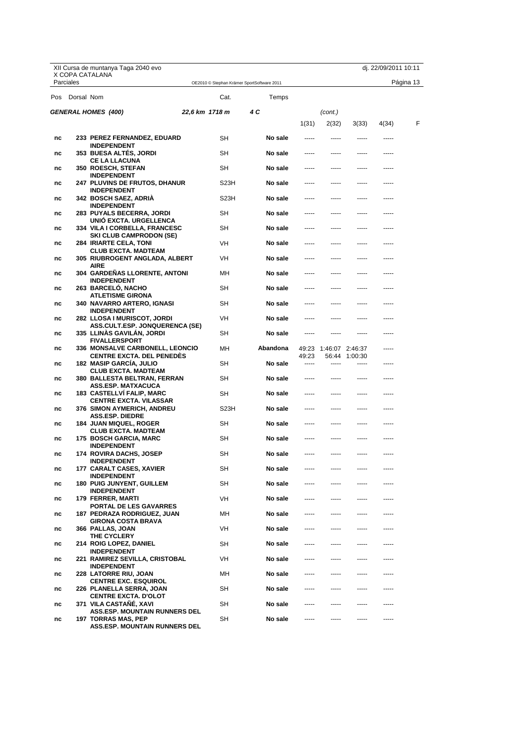XII Cursa de muntanya Taga 2040 evo
X COPA CATALANA
Parciales

OE2010 © Stephan Krämer SportSoftware 2011

dj. 22/09/2011 10:11

Página 13

**GENERAL HOMES (400)** 22,6 km 1718 m **4 C** (cont.)

| Pos | Dorsal | Nom | Cat. | Temps | 1(31) | 2(32) | 3(33) | 4(34) | F |
|---|---|---|---|---|---|---|---|---|---|
| nc | 233 | **PEREZ FERNANDEZ, EDUARD** INDEPENDENT | SH | **No sale** | ----- | ----- | ----- | ----- | |
| nc | 353 | **BUESA ALTÉS, JORDI** CE LA LLACUNA | SH | **No sale** | ----- | ----- | ----- | ----- | |
| nc | 350 | **ROESCH, STEFAN** INDEPENDENT | SH | **No sale** | ----- | ----- | ----- | ----- | |
| nc | 247 | **PLUVINS DE FRUTOS, DHANUR** INDEPENDENT | S23H | **No sale** | ----- | ----- | ----- | ----- | |
| nc | 342 | **BOSCH SAEZ, ADRIÀ** INDEPENDENT | S23H | **No sale** | ----- | ----- | ----- | ----- | |
| nc | 283 | **PUYALS BECERRA, JORDI** UNIÓ EXCTA. URGELLENCA | SH | **No sale** | ----- | ----- | ----- | ----- | |
| nc | 334 | **VILA I CORBELLA, FRANCESC** SKI CLUB CAMPRODON (SE) | SH | **No sale** | ----- | ----- | ----- | ----- | |
| nc | 284 | **IRIARTE CELA, TONI** CLUB EXCTA. MADTEAM | VH | **No sale** | ----- | ----- | ----- | ----- | |
| nc | 305 | **RIUBROGENT ANGLADA, ALBERT** AIRE | VH | **No sale** | ----- | ----- | ----- | ----- | |
| nc | 304 | **GARDEÑAS LLORENTE, ANTONI** INDEPENDENT | MH | **No sale** | ----- | ----- | ----- | ----- | |
| nc | 263 | **BARCELÓ, NACHO** ATLETISME GIRONA | SH | **No sale** | ----- | ----- | ----- | ----- | |
| nc | 340 | **NAVARRO ARTERO, IGNASI** INDEPENDENT | SH | **No sale** | ----- | ----- | ----- | ----- | |
| nc | 282 | **LLOSA I MURISCOT, JORDI** ASS.CULT.ESP. JONQUERENCA (SE) | VH | **No sale** | ----- | ----- | ----- | ----- | |
| nc | 335 | **LLINÀS GAVILÁN, JORDI** FIVALLERSPORT | SH | **No sale** | ----- | ----- | ----- | ----- | |
| nc | 336 | **MONSALVE CARBONELL, LEONCIO** CENTRE EXCTA. DEL PENEDÈS | MH | **Abandona** | 49:23<br>49:23 | 1:46:07<br>56:44 | 2:46:37<br>1:00:30 | ----- | |
| nc | 182 | **MASIP GARCÍA, JULIO** CLUB EXCTA. MADTEAM | SH | **No sale** | ----- | ----- | ----- | ----- | |
| nc | 380 | **BALLESTA BELTRAN, FERRAN** ASS.ESP. MATXACUCA | SH | **No sale** | ----- | ----- | ----- | ----- | |
| nc | 183 | **CASTELLVÍ FALIP, MARC** CENTRE EXCTA. VILASSAR | SH | **No sale** | ----- | ----- | ----- | ----- | |
| nc | 376 | **SIMON AYMERICH, ANDREU** ASS.ESP. DIEDRE | S23H | **No sale** | ----- | ----- | ----- | ----- | |
| nc | 184 | **JUAN MIQUEL, ROGER** CLUB EXCTA. MADTEAM | SH | **No sale** | ----- | ----- | ----- | ----- | |
| nc | 175 | **BOSCH GARCIA, MARC** INDEPENDENT | SH | **No sale** | ----- | ----- | ----- | ----- | |
| nc | 174 | **ROVIRA DACHS, JOSEP** INDEPENDENT | SH | **No sale** | ----- | ----- | ----- | ----- | |
| nc | 177 | **CARALT CASES, XAVIER** INDEPENDENT | SH | **No sale** | ----- | ----- | ----- | ----- | |
| nc | 180 | **PUIG JUNYENT, GUILLEM** INDEPENDENT | SH | **No sale** | ----- | ----- | ----- | ----- | |
| nc | 179 | **FERRER, MARTI** PORTAL DE LES GAVARRES | VH | **No sale** | ----- | ----- | ----- | ----- | |
| nc | 187 | **PEDRAZA RODRIGUEZ, JUAN** GIRONA COSTA BRAVA | MH | **No sale** | ----- | ----- | ----- | ----- | |
| nc | 366 | **PALLAS, JOAN** THE CYCLERY | VH | **No sale** | ----- | ----- | ----- | ----- | |
| nc | 214 | **ROIG LOPEZ, DANIEL** INDEPENDENT | SH | **No sale** | ----- | ----- | ----- | ----- | |
| nc | 221 | **RAMIREZ SEVILLA, CRISTOBAL** INDEPENDENT | VH | **No sale** | ----- | ----- | ----- | ----- | |
| nc | 228 | **LATORRE RIU, JOAN** CENTRE EXC. ESQUIROL | MH | **No sale** | ----- | ----- | ----- | ----- | |
| nc | 226 | **PLANELLA SERRA, JOAN** CENTRE EXCTA. D'OLOT | SH | **No sale** | ----- | ----- | ----- | ----- | |
| nc | 371 | **VILA CASTAÑÉ, XAVI** ASS.ESP. MOUNTAIN RUNNERS DEL | SH | **No sale** | ----- | ----- | ----- | ----- | |
| nc | 197 | **TORRAS MAS, PEP** ASS.ESP. MOUNTAIN RUNNERS DEL | SH | **No sale** | ----- | ----- | ----- | ----- | |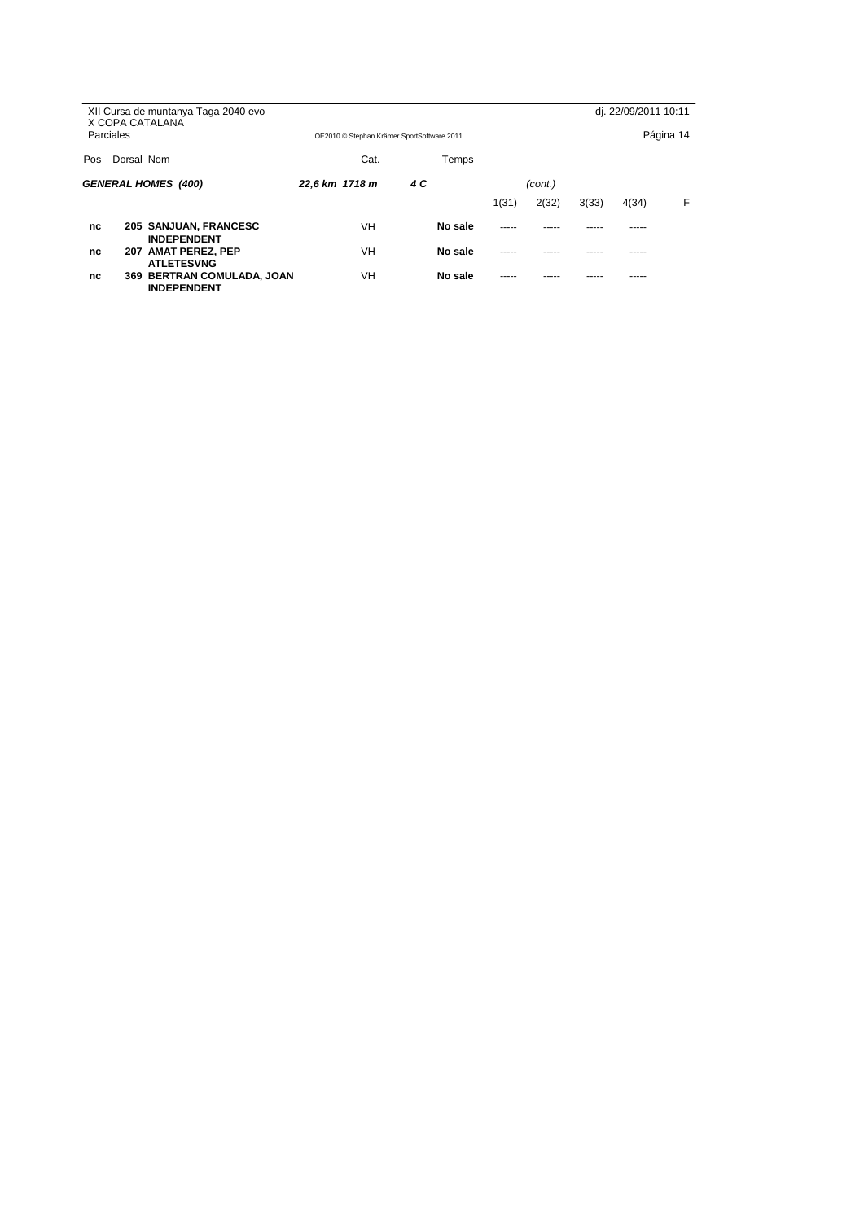XII Cursa de muntanya Taga 2040 evo
X COPA CATALANA
Parciales

dj. 22/09/2011 10:11

OE2010 © Stephan Krämer SportSoftware 2011

***GENERAL HOMES (400)*** — *22,6 km 1718 m* — *4 C* — *(cont.)*

| Pos | Dorsal | Nom | Cat. | Temps | 1(31) | 2(32) | 3(33) | 4(34) | F |
|---|---|---|---|---|---|---|---|---|---|
| **nc** | **205** | **SANJUAN, FRANCESC**<br>**INDEPENDENT** | VH | **No sale** | ----- | ----- | ----- | ----- | |
| **nc** | **207** | **AMAT PEREZ, PEP**<br>**ATLETESVNG** | VH | **No sale** | ----- | ----- | ----- | ----- | |
| **nc** | **369** | **BERTRAN COMULADA, JOAN**<br>**INDEPENDENT** | VH | **No sale** | ----- | ----- | ----- | ----- | |